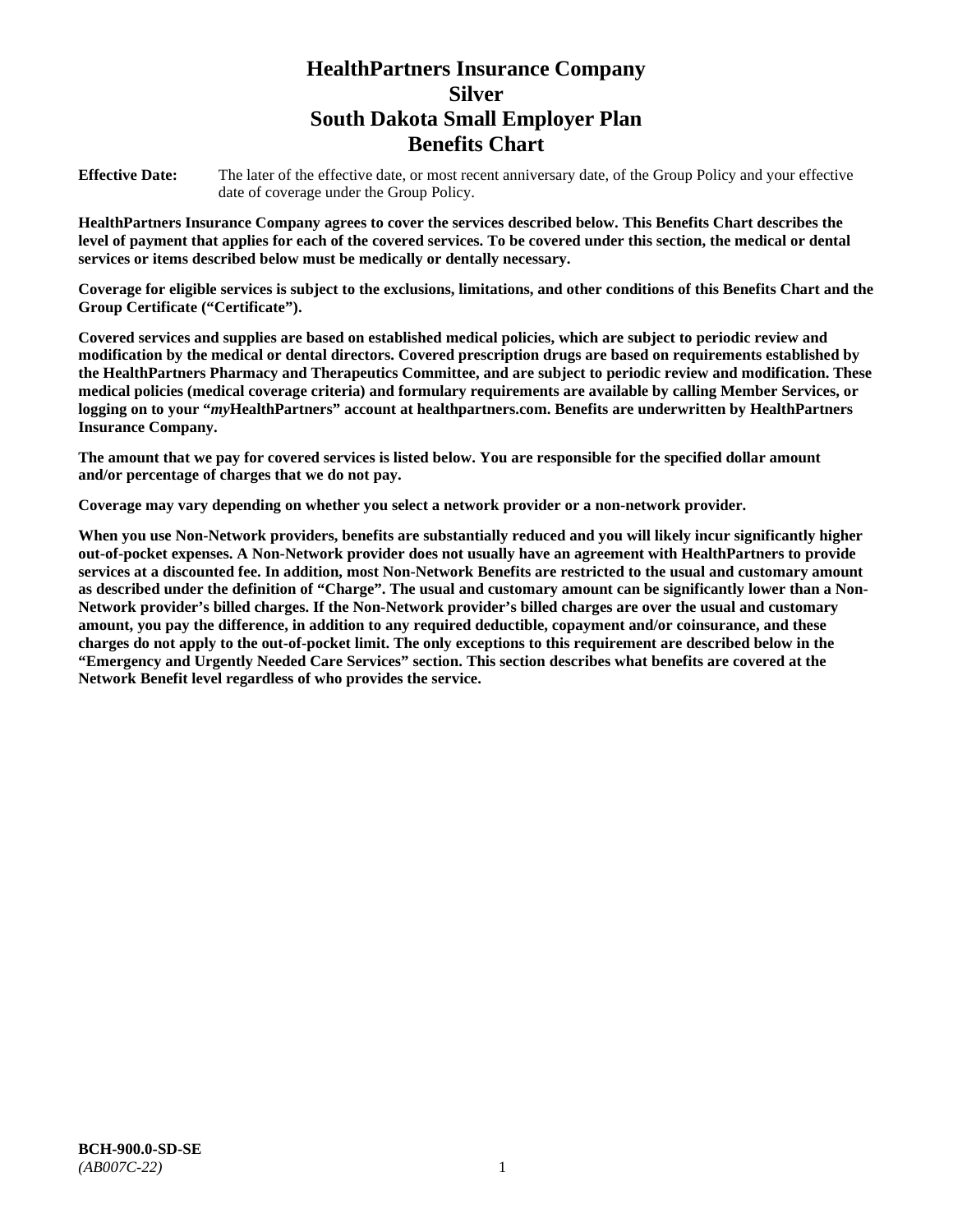# HealthPartners Insurance Company
# Silver
# South Dakota Small Employer Plan
# Benefits Chart

**Effective Date:** The later of the effective date, or most recent anniversary date, of the Group Policy and your effective date of coverage under the Group Policy.

**HealthPartners Insurance Company agrees to cover the services described below. This Benefits Chart describes the level of payment that applies for each of the covered services. To be covered under this section, the medical or dental services or items described below must be medically or dentally necessary.**

**Coverage for eligible services is subject to the exclusions, limitations, and other conditions of this Benefits Chart and the Group Certificate ("Certificate").**

**Covered services and supplies are based on established medical policies, which are subject to periodic review and modification by the medical or dental directors. Covered prescription drugs are based on requirements established by the HealthPartners Pharmacy and Therapeutics Committee, and are subject to periodic review and modification. These medical policies (medical coverage criteria) and formulary requirements are available by calling Member Services, or logging on to your "*my*HealthPartners" account at healthpartners.com. Benefits are underwritten by HealthPartners Insurance Company.**

**The amount that we pay for covered services is listed below. You are responsible for the specified dollar amount and/or percentage of charges that we do not pay.**

**Coverage may vary depending on whether you select a network provider or a non-network provider.**

**When you use Non-Network providers, benefits are substantially reduced and you will likely incur significantly higher out-of-pocket expenses. A Non-Network provider does not usually have an agreement with HealthPartners to provide services at a discounted fee. In addition, most Non-Network Benefits are restricted to the usual and customary amount as described under the definition of "Charge". The usual and customary amount can be significantly lower than a Non-Network provider's billed charges. If the Non-Network provider's billed charges are over the usual and customary amount, you pay the difference, in addition to any required deductible, copayment and/or coinsurance, and these charges do not apply to the out-of-pocket limit. The only exceptions to this requirement are described below in the "Emergency and Urgently Needed Care Services" section. This section describes what benefits are covered at the Network Benefit level regardless of who provides the service.**

**BCH-900.0-SD-SE**
*(AB007C-22)*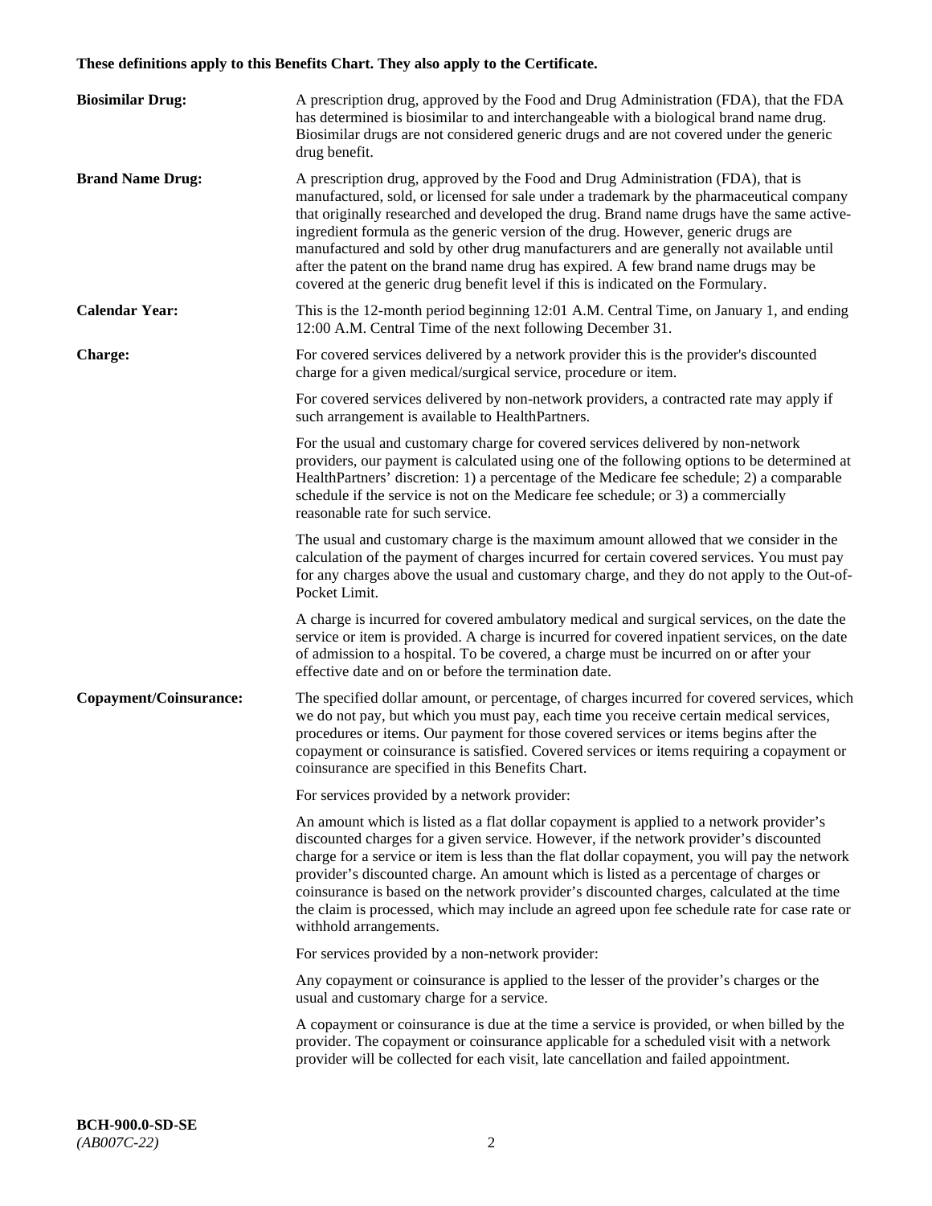**These definitions apply to this Benefits Chart. They also apply to the Certificate.**

**Biosimilar Drug:** A prescription drug, approved by the Food and Drug Administration (FDA), that the FDA has determined is biosimilar to and interchangeable with a biological brand name drug. Biosimilar drugs are not considered generic drugs and are not covered under the generic drug benefit.

**Brand Name Drug:** A prescription drug, approved by the Food and Drug Administration (FDA), that is manufactured, sold, or licensed for sale under a trademark by the pharmaceutical company that originally researched and developed the drug. Brand name drugs have the same active-ingredient formula as the generic version of the drug. However, generic drugs are manufactured and sold by other drug manufacturers and are generally not available until after the patent on the brand name drug has expired. A few brand name drugs may be covered at the generic drug benefit level if this is indicated on the Formulary.

**Calendar Year:** This is the 12-month period beginning 12:01 A.M. Central Time, on January 1, and ending 12:00 A.M. Central Time of the next following December 31.

**Charge:** For covered services delivered by a network provider this is the provider's discounted charge for a given medical/surgical service, procedure or item.

For covered services delivered by non-network providers, a contracted rate may apply if such arrangement is available to HealthPartners.

For the usual and customary charge for covered services delivered by non-network providers, our payment is calculated using one of the following options to be determined at HealthPartners' discretion: 1) a percentage of the Medicare fee schedule; 2) a comparable schedule if the service is not on the Medicare fee schedule; or 3) a commercially reasonable rate for such service.

The usual and customary charge is the maximum amount allowed that we consider in the calculation of the payment of charges incurred for certain covered services. You must pay for any charges above the usual and customary charge, and they do not apply to the Out-of-Pocket Limit.

A charge is incurred for covered ambulatory medical and surgical services, on the date the service or item is provided. A charge is incurred for covered inpatient services, on the date of admission to a hospital. To be covered, a charge must be incurred on or after your effective date and on or before the termination date.

**Copayment/Coinsurance:** The specified dollar amount, or percentage, of charges incurred for covered services, which we do not pay, but which you must pay, each time you receive certain medical services, procedures or items. Our payment for those covered services or items begins after the copayment or coinsurance is satisfied. Covered services or items requiring a copayment or coinsurance are specified in this Benefits Chart.

For services provided by a network provider:

An amount which is listed as a flat dollar copayment is applied to a network provider's discounted charges for a given service. However, if the network provider's discounted charge for a service or item is less than the flat dollar copayment, you will pay the network provider's discounted charge. An amount which is listed as a percentage of charges or coinsurance is based on the network provider's discounted charges, calculated at the time the claim is processed, which may include an agreed upon fee schedule rate for case rate or withhold arrangements.

For services provided by a non-network provider:

Any copayment or coinsurance is applied to the lesser of the provider's charges or the usual and customary charge for a service.

A copayment or coinsurance is due at the time a service is provided, or when billed by the provider. The copayment or coinsurance applicable for a scheduled visit with a network provider will be collected for each visit, late cancellation and failed appointment.

**BCH-900.0-SD-SE**
*(AB007C-22)*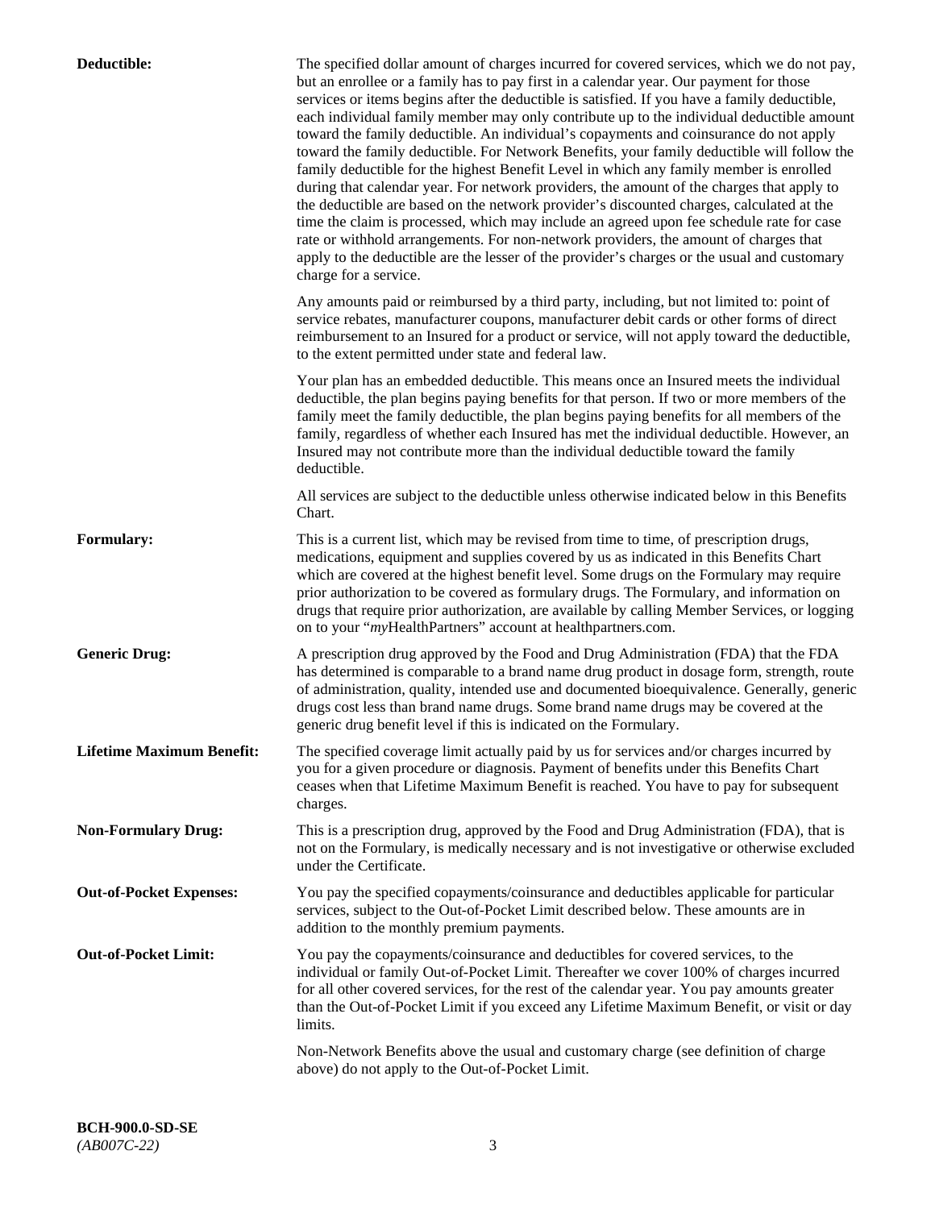**Deductible:** The specified dollar amount of charges incurred for covered services, which we do not pay, but an enrollee or a family has to pay first in a calendar year. Our payment for those services or items begins after the deductible is satisfied. If you have a family deductible, each individual family member may only contribute up to the individual deductible amount toward the family deductible. An individual's copayments and coinsurance do not apply toward the family deductible. For Network Benefits, your family deductible will follow the family deductible for the highest Benefit Level in which any family member is enrolled during that calendar year. For network providers, the amount of the charges that apply to the deductible are based on the network provider's discounted charges, calculated at the time the claim is processed, which may include an agreed upon fee schedule rate for case rate or withhold arrangements. For non-network providers, the amount of charges that apply to the deductible are the lesser of the provider's charges or the usual and customary charge for a service.

Any amounts paid or reimbursed by a third party, including, but not limited to: point of service rebates, manufacturer coupons, manufacturer debit cards or other forms of direct reimbursement to an Insured for a product or service, will not apply toward the deductible, to the extent permitted under state and federal law.

Your plan has an embedded deductible. This means once an Insured meets the individual deductible, the plan begins paying benefits for that person. If two or more members of the family meet the family deductible, the plan begins paying benefits for all members of the family, regardless of whether each Insured has met the individual deductible. However, an Insured may not contribute more than the individual deductible toward the family deductible.

All services are subject to the deductible unless otherwise indicated below in this Benefits Chart.

**Formulary:** This is a current list, which may be revised from time to time, of prescription drugs, medications, equipment and supplies covered by us as indicated in this Benefits Chart which are covered at the highest benefit level. Some drugs on the Formulary may require prior authorization to be covered as formulary drugs. The Formulary, and information on drugs that require prior authorization, are available by calling Member Services, or logging on to your "*my*HealthPartners" account at healthpartners.com.

**Generic Drug:** A prescription drug approved by the Food and Drug Administration (FDA) that the FDA has determined is comparable to a brand name drug product in dosage form, strength, route of administration, quality, intended use and documented bioequivalence. Generally, generic drugs cost less than brand name drugs. Some brand name drugs may be covered at the generic drug benefit level if this is indicated on the Formulary.

**Lifetime Maximum Benefit:** The specified coverage limit actually paid by us for services and/or charges incurred by you for a given procedure or diagnosis. Payment of benefits under this Benefits Chart ceases when that Lifetime Maximum Benefit is reached. You have to pay for subsequent charges.

**Non-Formulary Drug:** This is a prescription drug, approved by the Food and Drug Administration (FDA), that is not on the Formulary, is medically necessary and is not investigative or otherwise excluded under the Certificate.

**Out-of-Pocket Expenses:** You pay the specified copayments/coinsurance and deductibles applicable for particular services, subject to the Out-of-Pocket Limit described below. These amounts are in addition to the monthly premium payments.

**Out-of-Pocket Limit:** You pay the copayments/coinsurance and deductibles for covered services, to the individual or family Out-of-Pocket Limit. Thereafter we cover 100% of charges incurred for all other covered services, for the rest of the calendar year. You pay amounts greater than the Out-of-Pocket Limit if you exceed any Lifetime Maximum Benefit, or visit or day limits.

Non-Network Benefits above the usual and customary charge (see definition of charge above) do not apply to the Out-of-Pocket Limit.

**BCH-900.0-SD-SE**
*(AB007C-22)*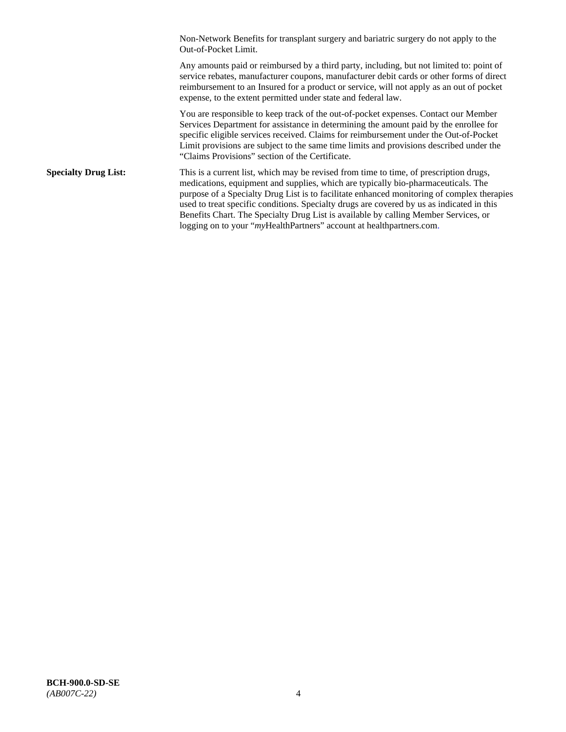Non-Network Benefits for transplant surgery and bariatric surgery do not apply to the Out-of-Pocket Limit.

Any amounts paid or reimbursed by a third party, including, but not limited to: point of service rebates, manufacturer coupons, manufacturer debit cards or other forms of direct reimbursement to an Insured for a product or service, will not apply as an out of pocket expense, to the extent permitted under state and federal law.

You are responsible to keep track of the out-of-pocket expenses. Contact our Member Services Department for assistance in determining the amount paid by the enrollee for specific eligible services received. Claims for reimbursement under the Out-of-Pocket Limit provisions are subject to the same time limits and provisions described under the "Claims Provisions" section of the Certificate.

**Specialty Drug List:** This is a current list, which may be revised from time to time, of prescription drugs, medications, equipment and supplies, which are typically bio-pharmaceuticals. The purpose of a Specialty Drug List is to facilitate enhanced monitoring of complex therapies used to treat specific conditions. Specialty drugs are covered by us as indicated in this Benefits Chart. The Specialty Drug List is available by calling Member Services, or logging on to your "*my*HealthPartners" account at healthpartners.com.

**BCH-900.0-SD-SE**
*(AB007C-22)*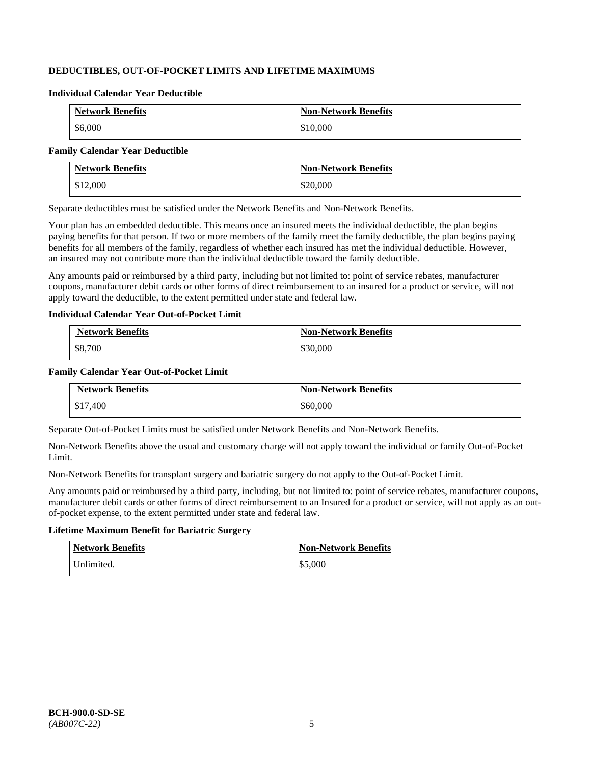## DEDUCTIBLES, OUT-OF-POCKET LIMITS AND LIFETIME MAXIMUMS

### Individual Calendar Year Deductible

| Network Benefits | Non-Network Benefits |
|---|---|
| $6,000 | $10,000 |

### Family Calendar Year Deductible

| Network Benefits | Non-Network Benefits |
|---|---|
| $12,000 | $20,000 |

Separate deductibles must be satisfied under the Network Benefits and Non-Network Benefits.

Your plan has an embedded deductible. This means once an insured meets the individual deductible, the plan begins paying benefits for that person. If two or more members of the family meet the family deductible, the plan begins paying benefits for all members of the family, regardless of whether each insured has met the individual deductible. However, an insured may not contribute more than the individual deductible toward the family deductible.

Any amounts paid or reimbursed by a third party, including but not limited to: point of service rebates, manufacturer coupons, manufacturer debit cards or other forms of direct reimbursement to an insured for a product or service, will not apply toward the deductible, to the extent permitted under state and federal law.

### Individual Calendar Year Out-of-Pocket Limit

| Network Benefits | Non-Network Benefits |
|---|---|
| $8,700 | $30,000 |

### Family Calendar Year Out-of-Pocket Limit

| Network Benefits | Non-Network Benefits |
|---|---|
| $17,400 | $60,000 |

Separate Out-of-Pocket Limits must be satisfied under Network Benefits and Non-Network Benefits.

Non-Network Benefits above the usual and customary charge will not apply toward the individual or family Out-of-Pocket Limit.

Non-Network Benefits for transplant surgery and bariatric surgery do not apply to the Out-of-Pocket Limit.

Any amounts paid or reimbursed by a third party, including, but not limited to: point of service rebates, manufacturer coupons, manufacturer debit cards or other forms of direct reimbursement to an Insured for a product or service, will not apply as an out-of-pocket expense, to the extent permitted under state and federal law.

### Lifetime Maximum Benefit for Bariatric Surgery

| Network Benefits | Non-Network Benefits |
|---|---|
| Unlimited. | $5,000 |

**BCH-900.0-SD-SE**
*(AB007C-22)*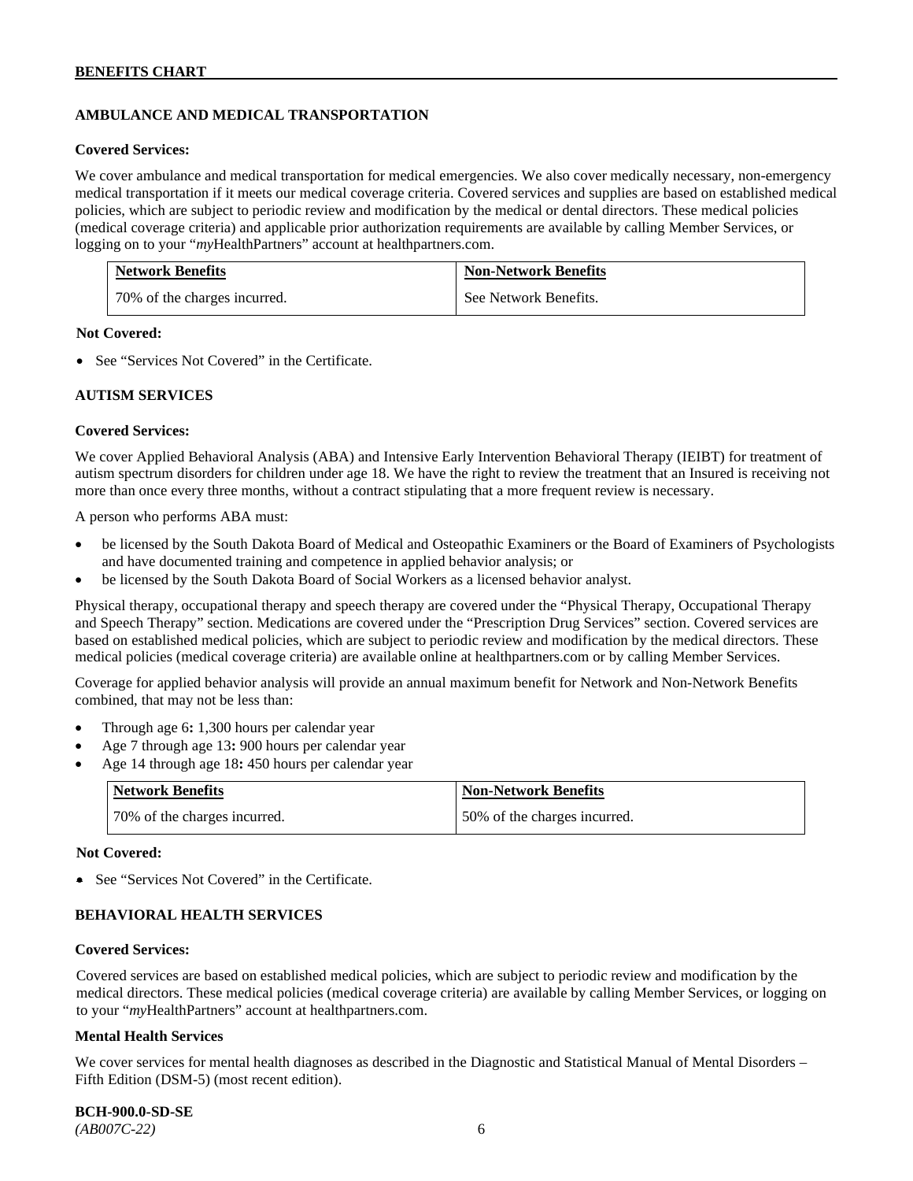### AMBULANCE AND MEDICAL TRANSPORTATION

**Covered Services:**

We cover ambulance and medical transportation for medical emergencies. We also cover medically necessary, non-emergency medical transportation if it meets our medical coverage criteria. Covered services and supplies are based on established medical policies, which are subject to periodic review and modification by the medical or dental directors. These medical policies (medical coverage criteria) and applicable prior authorization requirements are available by calling Member Services, or logging on to your "*my*HealthPartners" account at healthpartners.com.

| Network Benefits | Non-Network Benefits |
| --- | --- |
| 70% of the charges incurred. | See Network Benefits. |

**Not Covered:**

- See "Services Not Covered" in the Certificate.

### AUTISM SERVICES

**Covered Services:**

We cover Applied Behavioral Analysis (ABA) and Intensive Early Intervention Behavioral Therapy (IEIBT) for treatment of autism spectrum disorders for children under age 18. We have the right to review the treatment that an Insured is receiving not more than once every three months, without a contract stipulating that a more frequent review is necessary.

A person who performs ABA must:

- be licensed by the South Dakota Board of Medical and Osteopathic Examiners or the Board of Examiners of Psychologists and have documented training and competence in applied behavior analysis; or
- be licensed by the South Dakota Board of Social Workers as a licensed behavior analyst.

Physical therapy, occupational therapy and speech therapy are covered under the "Physical Therapy, Occupational Therapy and Speech Therapy" section. Medications are covered under the "Prescription Drug Services" section. Covered services are based on established medical policies, which are subject to periodic review and modification by the medical directors. These medical policies (medical coverage criteria) are available online at healthpartners.com or by calling Member Services.

Coverage for applied behavior analysis will provide an annual maximum benefit for Network and Non-Network Benefits combined, that may not be less than:

- Through age 6**:** 1,300 hours per calendar year
- Age 7 through age 13**:** 900 hours per calendar year
- Age 14 through age 18**:** 450 hours per calendar year

| Network Benefits | Non-Network Benefits |
| --- | --- |
| 70% of the charges incurred. | 50% of the charges incurred. |

**Not Covered:**

- See "Services Not Covered" in the Certificate.

### BEHAVIORAL HEALTH SERVICES

**Covered Services:**

Covered services are based on established medical policies, which are subject to periodic review and modification by the medical directors. These medical policies (medical coverage criteria) are available by calling Member Services, or logging on to your "*my*HealthPartners" account at healthpartners.com.

**Mental Health Services**

We cover services for mental health diagnoses as described in the Diagnostic and Statistical Manual of Mental Disorders – Fifth Edition (DSM-5) (most recent edition).

**BCH-900.0-SD-SE**
*(AB007C-22)*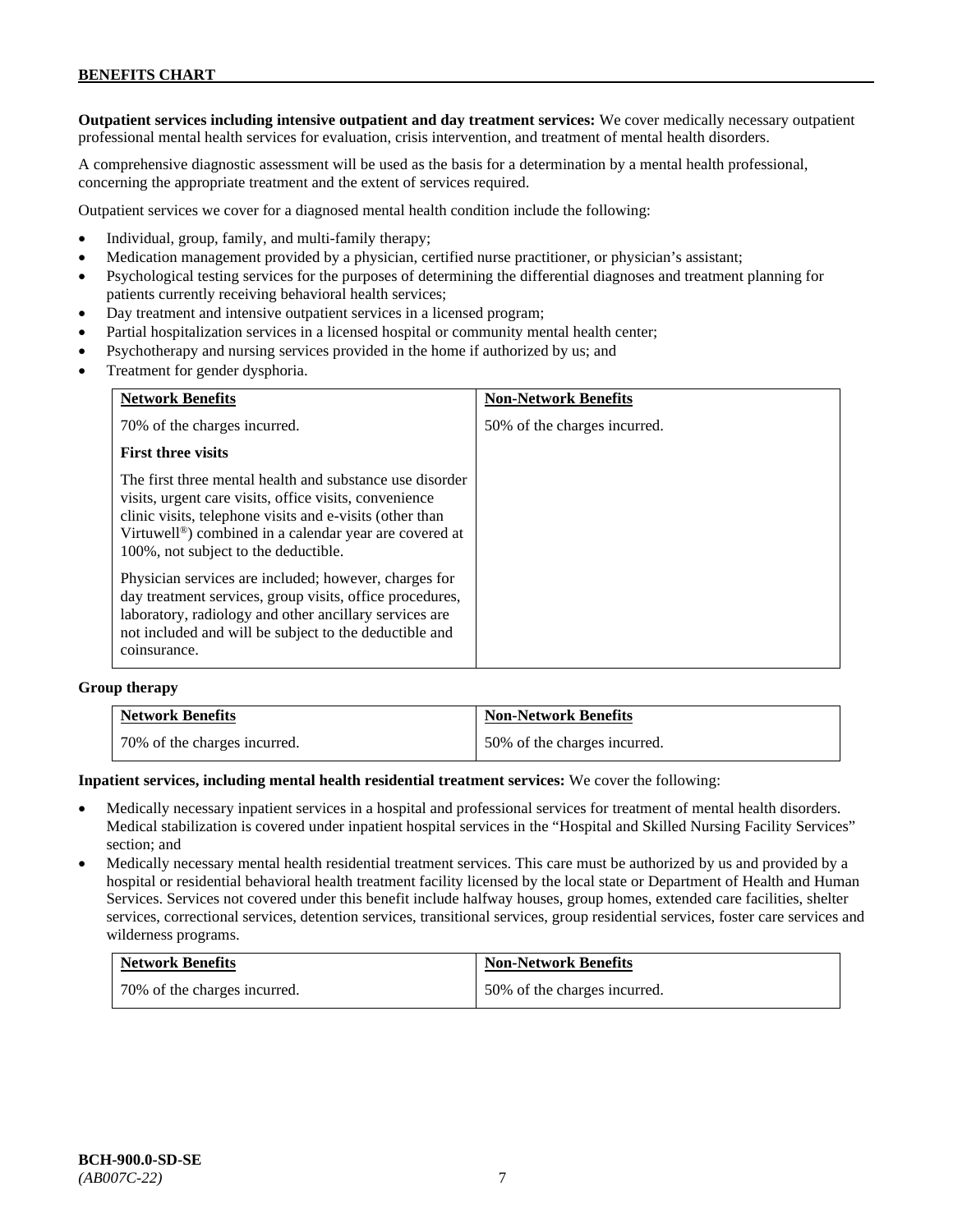**Outpatient services including intensive outpatient and day treatment services:** We cover medically necessary outpatient professional mental health services for evaluation, crisis intervention, and treatment of mental health disorders.

A comprehensive diagnostic assessment will be used as the basis for a determination by a mental health professional, concerning the appropriate treatment and the extent of services required.

Outpatient services we cover for a diagnosed mental health condition include the following:

- Individual, group, family, and multi-family therapy;
- Medication management provided by a physician, certified nurse practitioner, or physician's assistant;
- Psychological testing services for the purposes of determining the differential diagnoses and treatment planning for patients currently receiving behavioral health services;
- Day treatment and intensive outpatient services in a licensed program;
- Partial hospitalization services in a licensed hospital or community mental health center;
- Psychotherapy and nursing services provided in the home if authorized by us; and
- Treatment for gender dysphoria.

| Network Benefits | Non-Network Benefits |
|---|---|
| 70% of the charges incurred.<br><br>**First three visits**<br><br>The first three mental health and substance use disorder visits, urgent care visits, office visits, convenience clinic visits, telephone visits and e-visits (other than Virtuwell®) combined in a calendar year are covered at 100%, not subject to the deductible.<br><br>Physician services are included; however, charges for day treatment services, group visits, office procedures, laboratory, radiology and other ancillary services are not included and will be subject to the deductible and coinsurance. | 50% of the charges incurred. |

**Group therapy**

| Network Benefits | Non-Network Benefits |
|---|---|
| 70% of the charges incurred. | 50% of the charges incurred. |

**Inpatient services, including mental health residential treatment services:** We cover the following:

- Medically necessary inpatient services in a hospital and professional services for treatment of mental health disorders. Medical stabilization is covered under inpatient hospital services in the "Hospital and Skilled Nursing Facility Services" section; and
- Medically necessary mental health residential treatment services. This care must be authorized by us and provided by a hospital or residential behavioral health treatment facility licensed by the local state or Department of Health and Human Services. Services not covered under this benefit include halfway houses, group homes, extended care facilities, shelter services, correctional services, detention services, transitional services, group residential services, foster care services and wilderness programs.

| Network Benefits | Non-Network Benefits |
|---|---|
| 70% of the charges incurred. | 50% of the charges incurred. |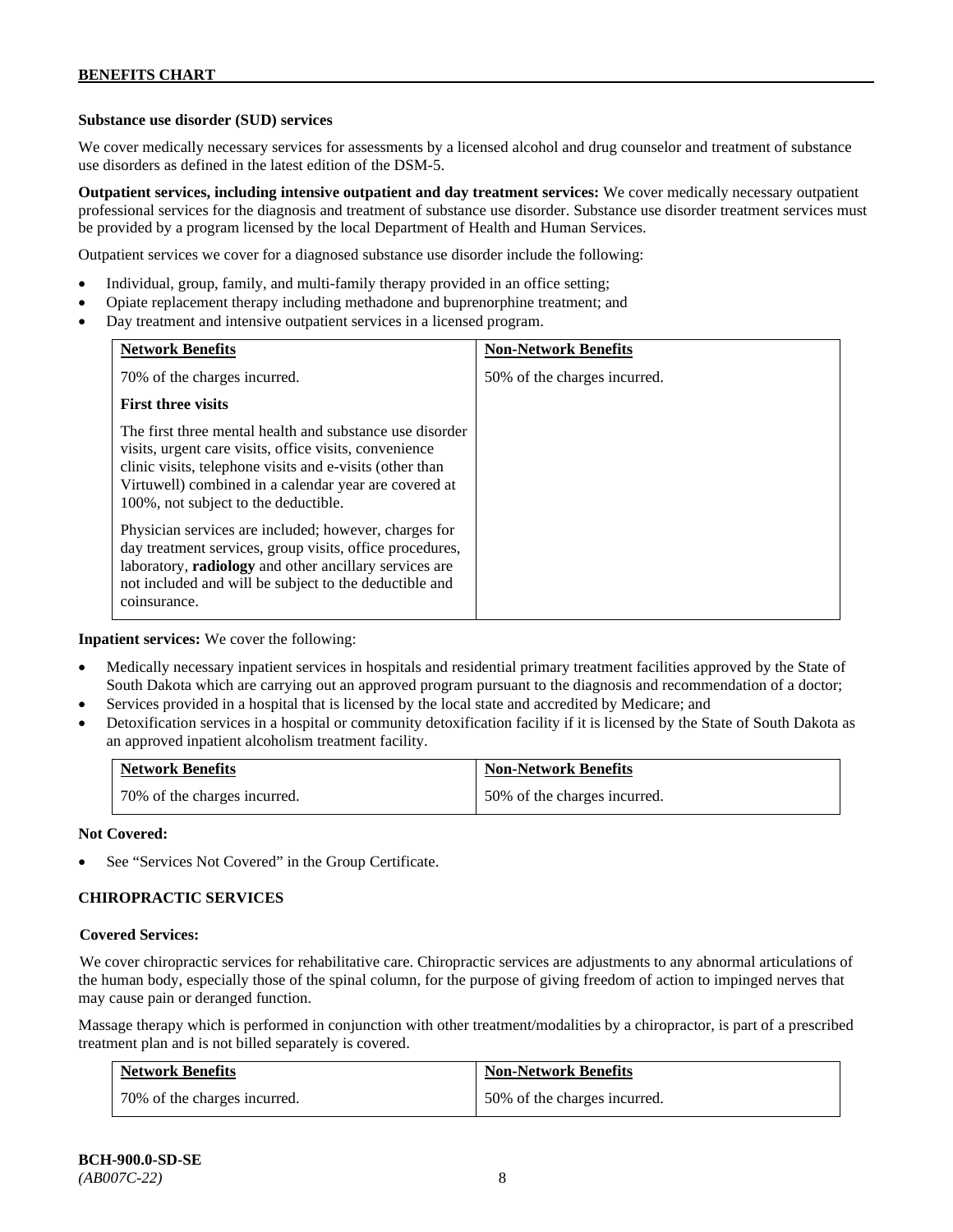**Substance use disorder (SUD) services**

We cover medically necessary services for assessments by a licensed alcohol and drug counselor and treatment of substance use disorders as defined in the latest edition of the DSM-5.

**Outpatient services, including intensive outpatient and day treatment services:** We cover medically necessary outpatient professional services for the diagnosis and treatment of substance use disorder. Substance use disorder treatment services must be provided by a program licensed by the local Department of Health and Human Services.

Outpatient services we cover for a diagnosed substance use disorder include the following:

- Individual, group, family, and multi-family therapy provided in an office setting;
- Opiate replacement therapy including methadone and buprenorphine treatment; and
- Day treatment and intensive outpatient services in a licensed program.

| Network Benefits | Non-Network Benefits |
|---|---|
| 70% of the charges incurred.<br><br>**First three visits**<br><br>The first three mental health and substance use disorder visits, urgent care visits, office visits, convenience clinic visits, telephone visits and e-visits (other than Virtuwell) combined in a calendar year are covered at 100%, not subject to the deductible.<br><br>Physician services are included; however, charges for day treatment services, group visits, office procedures, laboratory, **radiology** and other ancillary services are not included and will be subject to the deductible and coinsurance. | 50% of the charges incurred. |

**Inpatient services:** We cover the following:

- Medically necessary inpatient services in hospitals and residential primary treatment facilities approved by the State of South Dakota which are carrying out an approved program pursuant to the diagnosis and recommendation of a doctor;
- Services provided in a hospital that is licensed by the local state and accredited by Medicare; and
- Detoxification services in a hospital or community detoxification facility if it is licensed by the State of South Dakota as an approved inpatient alcoholism treatment facility.

| Network Benefits | Non-Network Benefits |
|---|---|
| 70% of the charges incurred. | 50% of the charges incurred. |

**Not Covered:**

- See "Services Not Covered" in the Group Certificate.

## CHIROPRACTIC SERVICES

**Covered Services:**

We cover chiropractic services for rehabilitative care. Chiropractic services are adjustments to any abnormal articulations of the human body, especially those of the spinal column, for the purpose of giving freedom of action to impinged nerves that may cause pain or deranged function.

Massage therapy which is performed in conjunction with other treatment/modalities by a chiropractor, is part of a prescribed treatment plan and is not billed separately is covered.

| Network Benefits | Non-Network Benefits |
|---|---|
| 70% of the charges incurred. | 50% of the charges incurred. |

**BCH-900.0-SD-SE**
*(AB007C-22)*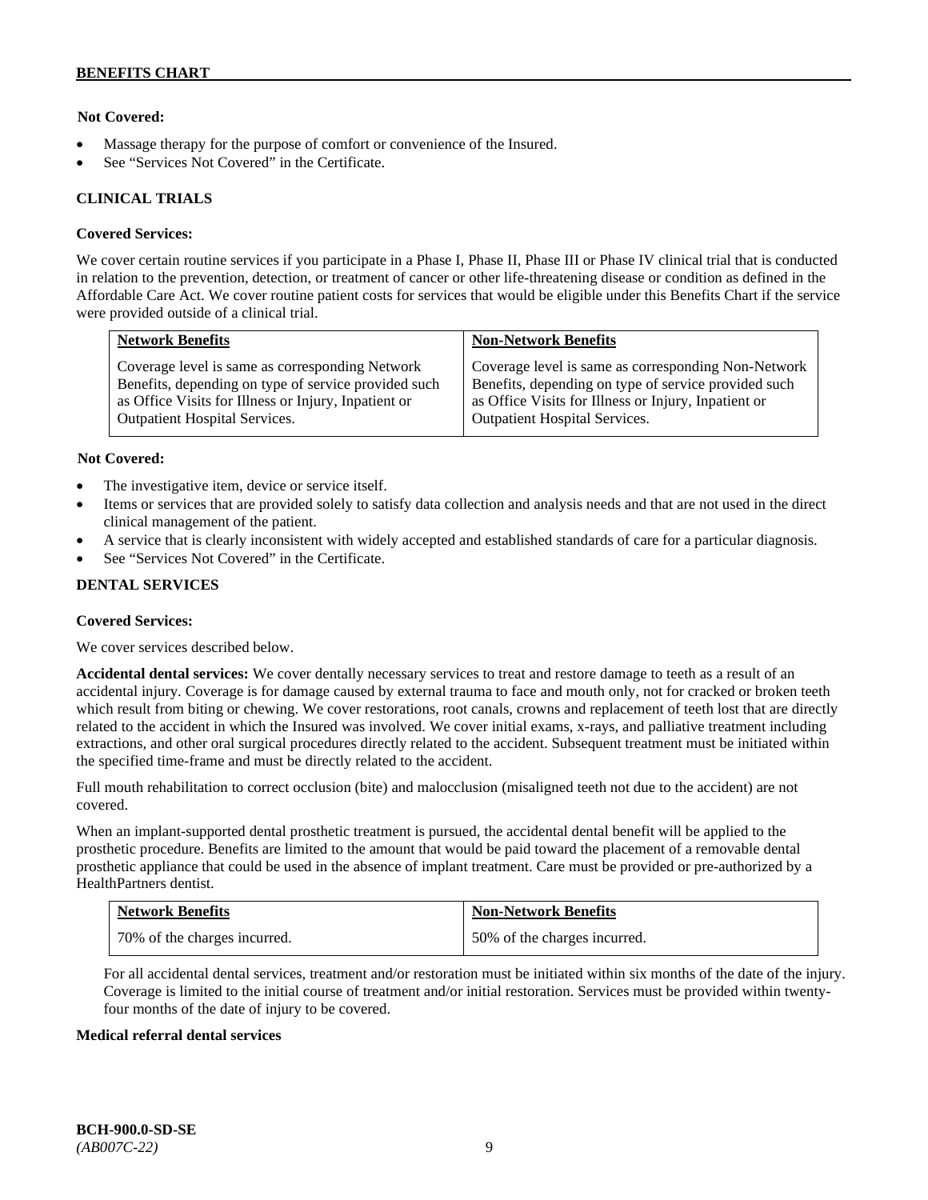**Not Covered:**

- Massage therapy for the purpose of comfort or convenience of the Insured.
- See "Services Not Covered" in the Certificate.

**CLINICAL TRIALS**

**Covered Services:**

We cover certain routine services if you participate in a Phase I, Phase II, Phase III or Phase IV clinical trial that is conducted in relation to the prevention, detection, or treatment of cancer or other life-threatening disease or condition as defined in the Affordable Care Act. We cover routine patient costs for services that would be eligible under this Benefits Chart if the service were provided outside of a clinical trial.

| Network Benefits | Non-Network Benefits |
| --- | --- |
| Coverage level is same as corresponding Network Benefits, depending on type of service provided such as Office Visits for Illness or Injury, Inpatient or Outpatient Hospital Services. | Coverage level is same as corresponding Non-Network Benefits, depending on type of service provided such as Office Visits for Illness or Injury, Inpatient or Outpatient Hospital Services. |

**Not Covered:**

- The investigative item, device or service itself.
- Items or services that are provided solely to satisfy data collection and analysis needs and that are not used in the direct clinical management of the patient.
- A service that is clearly inconsistent with widely accepted and established standards of care for a particular diagnosis.
- See "Services Not Covered" in the Certificate.

**DENTAL SERVICES**

**Covered Services:**

We cover services described below.

**Accidental dental services:** We cover dentally necessary services to treat and restore damage to teeth as a result of an accidental injury. Coverage is for damage caused by external trauma to face and mouth only, not for cracked or broken teeth which result from biting or chewing. We cover restorations, root canals, crowns and replacement of teeth lost that are directly related to the accident in which the Insured was involved. We cover initial exams, x-rays, and palliative treatment including extractions, and other oral surgical procedures directly related to the accident. Subsequent treatment must be initiated within the specified time-frame and must be directly related to the accident.

Full mouth rehabilitation to correct occlusion (bite) and malocclusion (misaligned teeth not due to the accident) are not covered.

When an implant-supported dental prosthetic treatment is pursued, the accidental dental benefit will be applied to the prosthetic procedure. Benefits are limited to the amount that would be paid toward the placement of a removable dental prosthetic appliance that could be used in the absence of implant treatment. Care must be provided or pre-authorized by a HealthPartners dentist.

| Network Benefits | Non-Network Benefits |
| --- | --- |
| 70% of the charges incurred. | 50% of the charges incurred. |

For all accidental dental services, treatment and/or restoration must be initiated within six months of the date of the injury. Coverage is limited to the initial course of treatment and/or initial restoration. Services must be provided within twenty-four months of the date of injury to be covered.

**Medical referral dental services**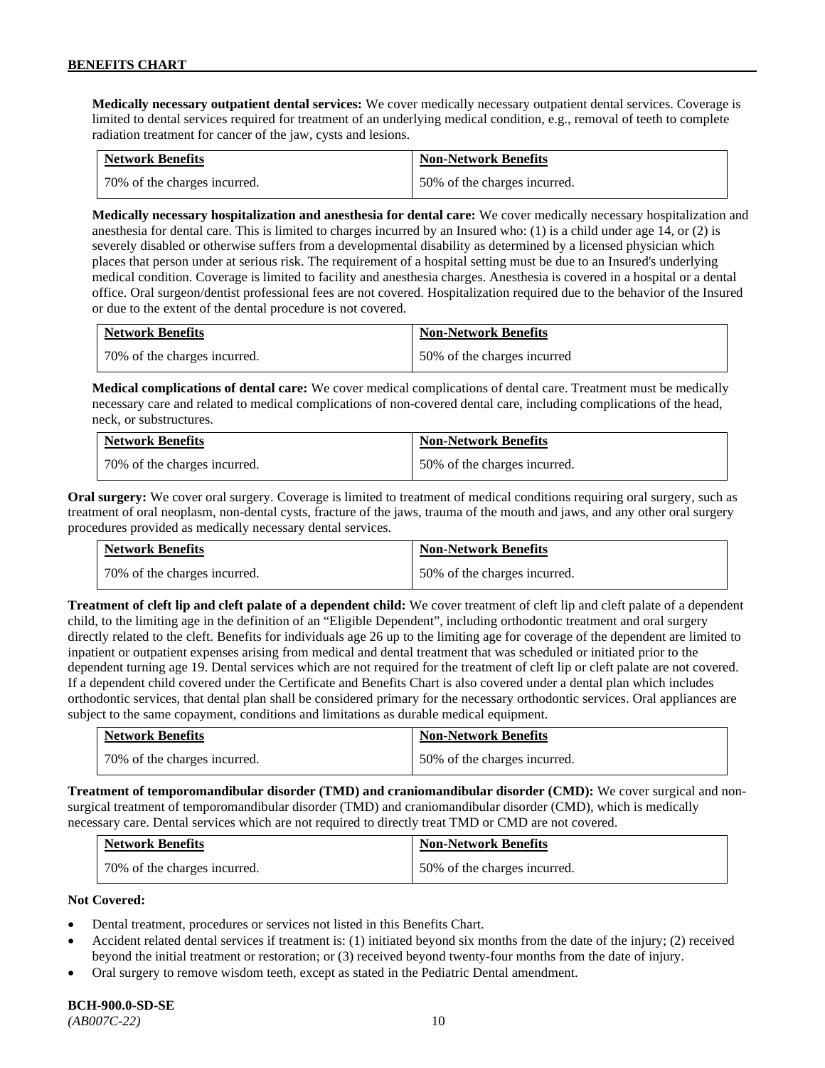**Medically necessary outpatient dental services:** We cover medically necessary outpatient dental services. Coverage is limited to dental services required for treatment of an underlying medical condition, e.g., removal of teeth to complete radiation treatment for cancer of the jaw, cysts and lesions.

| Network Benefits | Non-Network Benefits |
|---|---|
| 70% of the charges incurred. | 50% of the charges incurred. |

**Medically necessary hospitalization and anesthesia for dental care:** We cover medically necessary hospitalization and anesthesia for dental care. This is limited to charges incurred by an Insured who: (1) is a child under age 14, or (2) is severely disabled or otherwise suffers from a developmental disability as determined by a licensed physician which places that person under at serious risk. The requirement of a hospital setting must be due to an Insured's underlying medical condition. Coverage is limited to facility and anesthesia charges. Anesthesia is covered in a hospital or a dental office. Oral surgeon/dentist professional fees are not covered. Hospitalization required due to the behavior of the Insured or due to the extent of the dental procedure is not covered.

| Network Benefits | Non-Network Benefits |
|---|---|
| 70% of the charges incurred. | 50% of the charges incurred |

**Medical complications of dental care:** We cover medical complications of dental care. Treatment must be medically necessary care and related to medical complications of non-covered dental care, including complications of the head, neck, or substructures.

| Network Benefits | Non-Network Benefits |
|---|---|
| 70% of the charges incurred. | 50% of the charges incurred. |

**Oral surgery:** We cover oral surgery. Coverage is limited to treatment of medical conditions requiring oral surgery, such as treatment of oral neoplasm, non-dental cysts, fracture of the jaws, trauma of the mouth and jaws, and any other oral surgery procedures provided as medically necessary dental services.

| Network Benefits | Non-Network Benefits |
|---|---|
| 70% of the charges incurred. | 50% of the charges incurred. |

**Treatment of cleft lip and cleft palate of a dependent child:** We cover treatment of cleft lip and cleft palate of a dependent child, to the limiting age in the definition of an "Eligible Dependent", including orthodontic treatment and oral surgery directly related to the cleft. Benefits for individuals age 26 up to the limiting age for coverage of the dependent are limited to inpatient or outpatient expenses arising from medical and dental treatment that was scheduled or initiated prior to the dependent turning age 19. Dental services which are not required for the treatment of cleft lip or cleft palate are not covered. If a dependent child covered under the Certificate and Benefits Chart is also covered under a dental plan which includes orthodontic services, that dental plan shall be considered primary for the necessary orthodontic services. Oral appliances are subject to the same copayment, conditions and limitations as durable medical equipment.

| Network Benefits | Non-Network Benefits |
|---|---|
| 70% of the charges incurred. | 50% of the charges incurred. |

**Treatment of temporomandibular disorder (TMD) and craniomandibular disorder (CMD):** We cover surgical and non-surgical treatment of temporomandibular disorder (TMD) and craniomandibular disorder (CMD), which is medically necessary care. Dental services which are not required to directly treat TMD or CMD are not covered.

| Network Benefits | Non-Network Benefits |
|---|---|
| 70% of the charges incurred. | 50% of the charges incurred. |

**Not Covered:**

- Dental treatment, procedures or services not listed in this Benefits Chart.
- Accident related dental services if treatment is: (1) initiated beyond six months from the date of the injury; (2) received beyond the initial treatment or restoration; or (3) received beyond twenty-four months from the date of injury.
- Oral surgery to remove wisdom teeth, except as stated in the Pediatric Dental amendment.

**BCH-900.0-SD-SE**
*(AB007C-22)*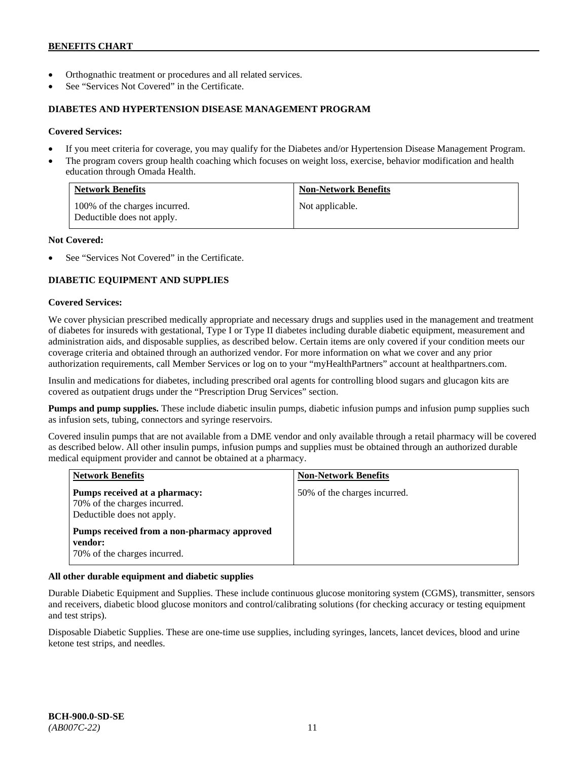- Orthognathic treatment or procedures and all related services.
- See "Services Not Covered" in the Certificate.

### DIABETES AND HYPERTENSION DISEASE MANAGEMENT PROGRAM

**Covered Services:**

- If you meet criteria for coverage, you may qualify for the Diabetes and/or Hypertension Disease Management Program.
- The program covers group health coaching which focuses on weight loss, exercise, behavior modification and health education through Omada Health.

| Network Benefits | Non-Network Benefits |
|---|---|
| 100% of the charges incurred.<br>Deductible does not apply. | Not applicable. |

**Not Covered:**

- See "Services Not Covered" in the Certificate.

### DIABETIC EQUIPMENT AND SUPPLIES

**Covered Services:**

We cover physician prescribed medically appropriate and necessary drugs and supplies used in the management and treatment of diabetes for insureds with gestational, Type I or Type II diabetes including durable diabetic equipment, measurement and administration aids, and disposable supplies, as described below. Certain items are only covered if your condition meets our coverage criteria and obtained through an authorized vendor. For more information on what we cover and any prior authorization requirements, call Member Services or log on to your "myHealthPartners" account at healthpartners.com.

Insulin and medications for diabetes, including prescribed oral agents for controlling blood sugars and glucagon kits are covered as outpatient drugs under the "Prescription Drug Services" section.

**Pumps and pump supplies.** These include diabetic insulin pumps, diabetic infusion pumps and infusion pump supplies such as infusion sets, tubing, connectors and syringe reservoirs.

Covered insulin pumps that are not available from a DME vendor and only available through a retail pharmacy will be covered as described below. All other insulin pumps, infusion pumps and supplies must be obtained through an authorized durable medical equipment provider and cannot be obtained at a pharmacy.

| Network Benefits | Non-Network Benefits |
|---|---|
| **Pumps received at a pharmacy:**<br>70% of the charges incurred.<br>Deductible does not apply.<br><br>**Pumps received from a non-pharmacy approved vendor:**<br>70% of the charges incurred. | 50% of the charges incurred. |

**All other durable equipment and diabetic supplies**

Durable Diabetic Equipment and Supplies. These include continuous glucose monitoring system (CGMS), transmitter, sensors and receivers, diabetic blood glucose monitors and control/calibrating solutions (for checking accuracy or testing equipment and test strips).

Disposable Diabetic Supplies. These are one-time use supplies, including syringes, lancets, lancet devices, blood and urine ketone test strips, and needles.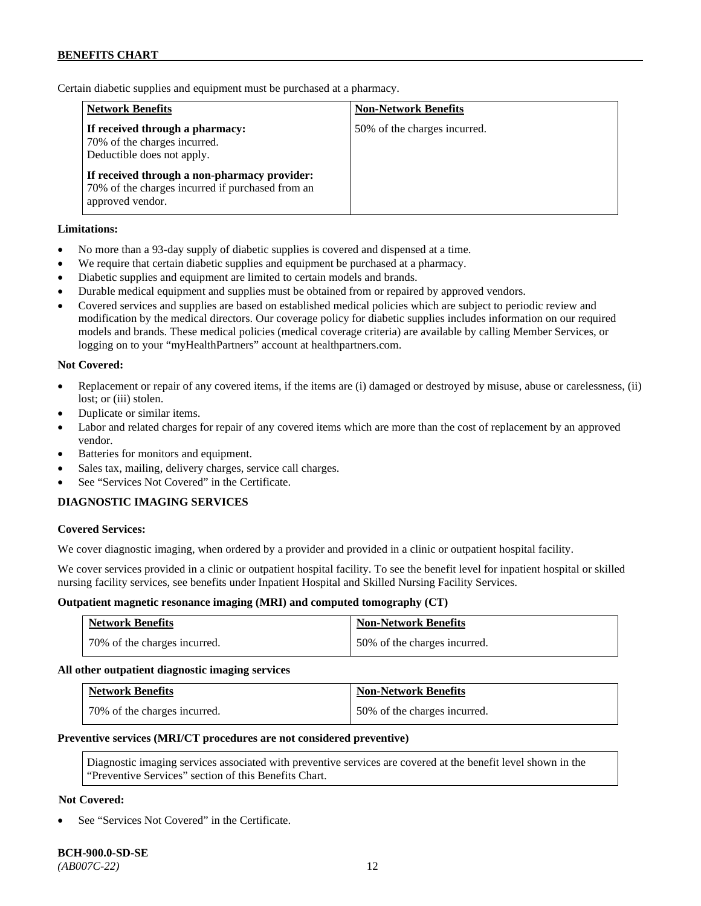Certain diabetic supplies and equipment must be purchased at a pharmacy.

| Network Benefits | Non-Network Benefits |
|---|---|
| **If received through a pharmacy:** 70% of the charges incurred. Deductible does not apply. **If received through a non-pharmacy provider:** 70% of the charges incurred if purchased from an approved vendor. | 50% of the charges incurred. |

**Limitations:**

- No more than a 93-day supply of diabetic supplies is covered and dispensed at a time.
- We require that certain diabetic supplies and equipment be purchased at a pharmacy.
- Diabetic supplies and equipment are limited to certain models and brands.
- Durable medical equipment and supplies must be obtained from or repaired by approved vendors.
- Covered services and supplies are based on established medical policies which are subject to periodic review and modification by the medical directors. Our coverage policy for diabetic supplies includes information on our required models and brands. These medical policies (medical coverage criteria) are available by calling Member Services, or logging on to your "myHealthPartners" account at healthpartners.com.

**Not Covered:**

- Replacement or repair of any covered items, if the items are (i) damaged or destroyed by misuse, abuse or carelessness, (ii) lost; or (iii) stolen.
- Duplicate or similar items.
- Labor and related charges for repair of any covered items which are more than the cost of replacement by an approved vendor.
- Batteries for monitors and equipment.
- Sales tax, mailing, delivery charges, service call charges.
- See "Services Not Covered" in the Certificate.

### DIAGNOSTIC IMAGING SERVICES

**Covered Services:**

We cover diagnostic imaging, when ordered by a provider and provided in a clinic or outpatient hospital facility.

We cover services provided in a clinic or outpatient hospital facility. To see the benefit level for inpatient hospital or skilled nursing facility services, see benefits under Inpatient Hospital and Skilled Nursing Facility Services.

**Outpatient magnetic resonance imaging (MRI) and computed tomography (CT)**

| Network Benefits | Non-Network Benefits |
|---|---|
| 70% of the charges incurred. | 50% of the charges incurred. |

**All other outpatient diagnostic imaging services**

| Network Benefits | Non-Network Benefits |
|---|---|
| 70% of the charges incurred. | 50% of the charges incurred. |

**Preventive services (MRI/CT procedures are not considered preventive)**

Diagnostic imaging services associated with preventive services are covered at the benefit level shown in the "Preventive Services" section of this Benefits Chart.

**Not Covered:**

- See "Services Not Covered" in the Certificate.

**BCH-900.0-SD-SE**
*(AB007C-22)*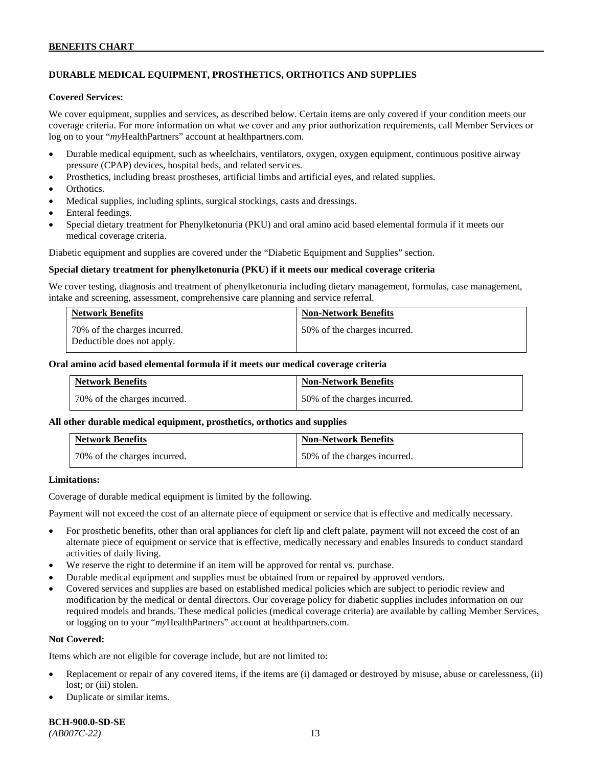## DURABLE MEDICAL EQUIPMENT, PROSTHETICS, ORTHOTICS AND SUPPLIES

**Covered Services:**

We cover equipment, supplies and services, as described below. Certain items are only covered if your condition meets our coverage criteria. For more information on what we cover and any prior authorization requirements, call Member Services or log on to your "*my*HealthPartners" account at healthpartners.com.

- Durable medical equipment, such as wheelchairs, ventilators, oxygen, oxygen equipment, continuous positive airway pressure (CPAP) devices, hospital beds, and related services.
- Prosthetics, including breast prostheses, artificial limbs and artificial eyes, and related supplies.
- Orthotics.
- Medical supplies, including splints, surgical stockings, casts and dressings.
- Enteral feedings.
- Special dietary treatment for Phenylketonuria (PKU) and oral amino acid based elemental formula if it meets our medical coverage criteria.

Diabetic equipment and supplies are covered under the "Diabetic Equipment and Supplies" section.

**Special dietary treatment for phenylketonuria (PKU) if it meets our medical coverage criteria**

We cover testing, diagnosis and treatment of phenylketonuria including dietary management, formulas, case management, intake and screening, assessment, comprehensive care planning and service referral.

| Network Benefits | Non-Network Benefits |
|---|---|
| 70% of the charges incurred. Deductible does not apply. | 50% of the charges incurred. |

**Oral amino acid based elemental formula if it meets our medical coverage criteria**

| Network Benefits | Non-Network Benefits |
|---|---|
| 70% of the charges incurred. | 50% of the charges incurred. |

**All other durable medical equipment, prosthetics, orthotics and supplies**

| Network Benefits | Non-Network Benefits |
|---|---|
| 70% of the charges incurred. | 50% of the charges incurred. |

**Limitations:**

Coverage of durable medical equipment is limited by the following.

Payment will not exceed the cost of an alternate piece of equipment or service that is effective and medically necessary.

- For prosthetic benefits, other than oral appliances for cleft lip and cleft palate, payment will not exceed the cost of an alternate piece of equipment or service that is effective, medically necessary and enables Insureds to conduct standard activities of daily living.
- We reserve the right to determine if an item will be approved for rental vs. purchase.
- Durable medical equipment and supplies must be obtained from or repaired by approved vendors.
- Covered services and supplies are based on established medical policies which are subject to periodic review and modification by the medical or dental directors. Our coverage policy for diabetic supplies includes information on our required models and brands. These medical policies (medical coverage criteria) are available by calling Member Services, or logging on to your "*my*HealthPartners" account at healthpartners.com.

**Not Covered:**

Items which are not eligible for coverage include, but are not limited to:

- Replacement or repair of any covered items, if the items are (i) damaged or destroyed by misuse, abuse or carelessness, (ii) lost; or (iii) stolen.
- Duplicate or similar items.

**BCH-900.0-SD-SE**
*(AB007C-22)*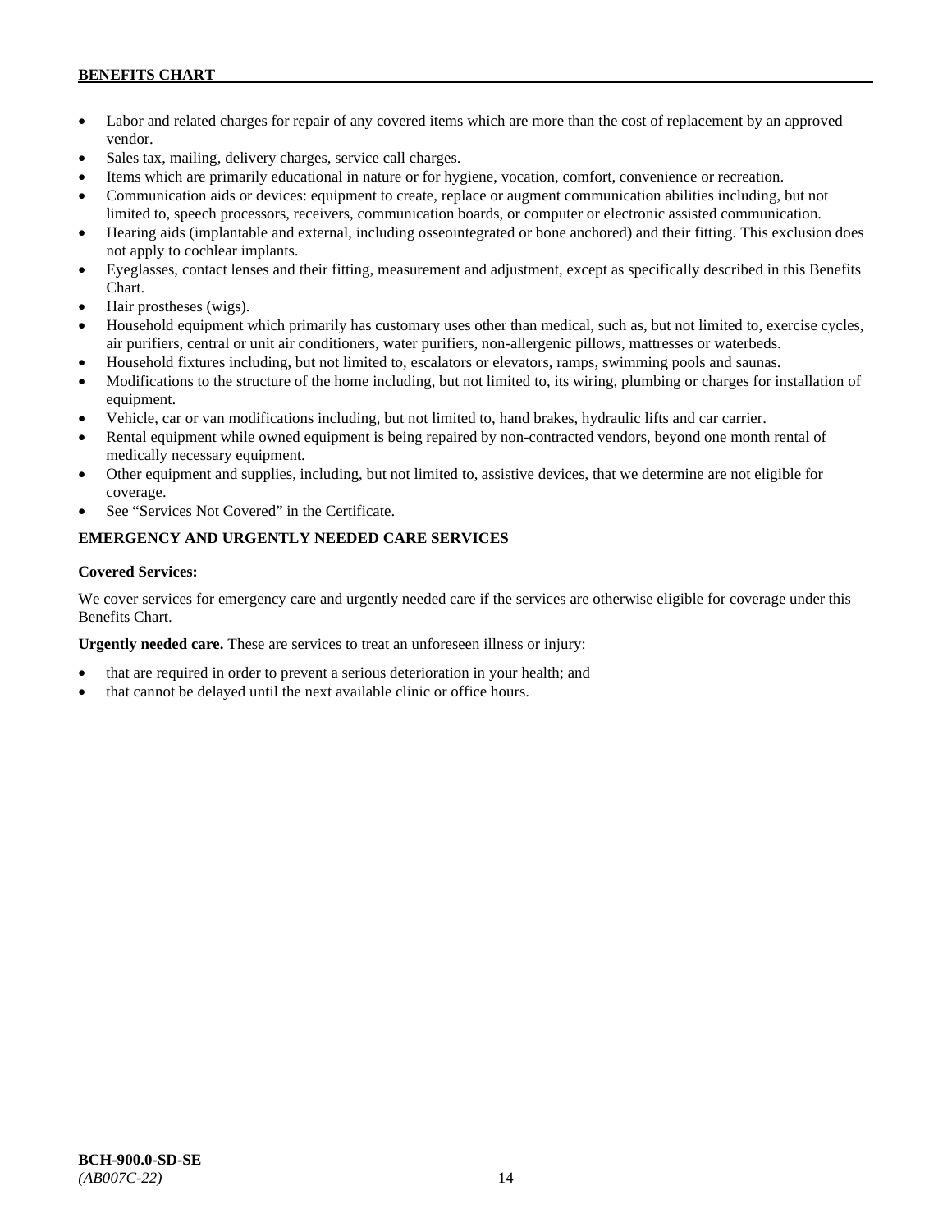- Labor and related charges for repair of any covered items which are more than the cost of replacement by an approved vendor.
- Sales tax, mailing, delivery charges, service call charges.
- Items which are primarily educational in nature or for hygiene, vocation, comfort, convenience or recreation.
- Communication aids or devices: equipment to create, replace or augment communication abilities including, but not limited to, speech processors, receivers, communication boards, or computer or electronic assisted communication.
- Hearing aids (implantable and external, including osseointegrated or bone anchored) and their fitting. This exclusion does not apply to cochlear implants.
- Eyeglasses, contact lenses and their fitting, measurement and adjustment, except as specifically described in this Benefits Chart.
- Hair prostheses (wigs).
- Household equipment which primarily has customary uses other than medical, such as, but not limited to, exercise cycles, air purifiers, central or unit air conditioners, water purifiers, non-allergenic pillows, mattresses or waterbeds.
- Household fixtures including, but not limited to, escalators or elevators, ramps, swimming pools and saunas.
- Modifications to the structure of the home including, but not limited to, its wiring, plumbing or charges for installation of equipment.
- Vehicle, car or van modifications including, but not limited to, hand brakes, hydraulic lifts and car carrier.
- Rental equipment while owned equipment is being repaired by non-contracted vendors, beyond one month rental of medically necessary equipment.
- Other equipment and supplies, including, but not limited to, assistive devices, that we determine are not eligible for coverage.
- See “Services Not Covered” in the Certificate.

## EMERGENCY AND URGENTLY NEEDED CARE SERVICES

**Covered Services:**

We cover services for emergency care and urgently needed care if the services are otherwise eligible for coverage under this Benefits Chart.

**Urgently needed care.** These are services to treat an unforeseen illness or injury:

- that are required in order to prevent a serious deterioration in your health; and
- that cannot be delayed until the next available clinic or office hours.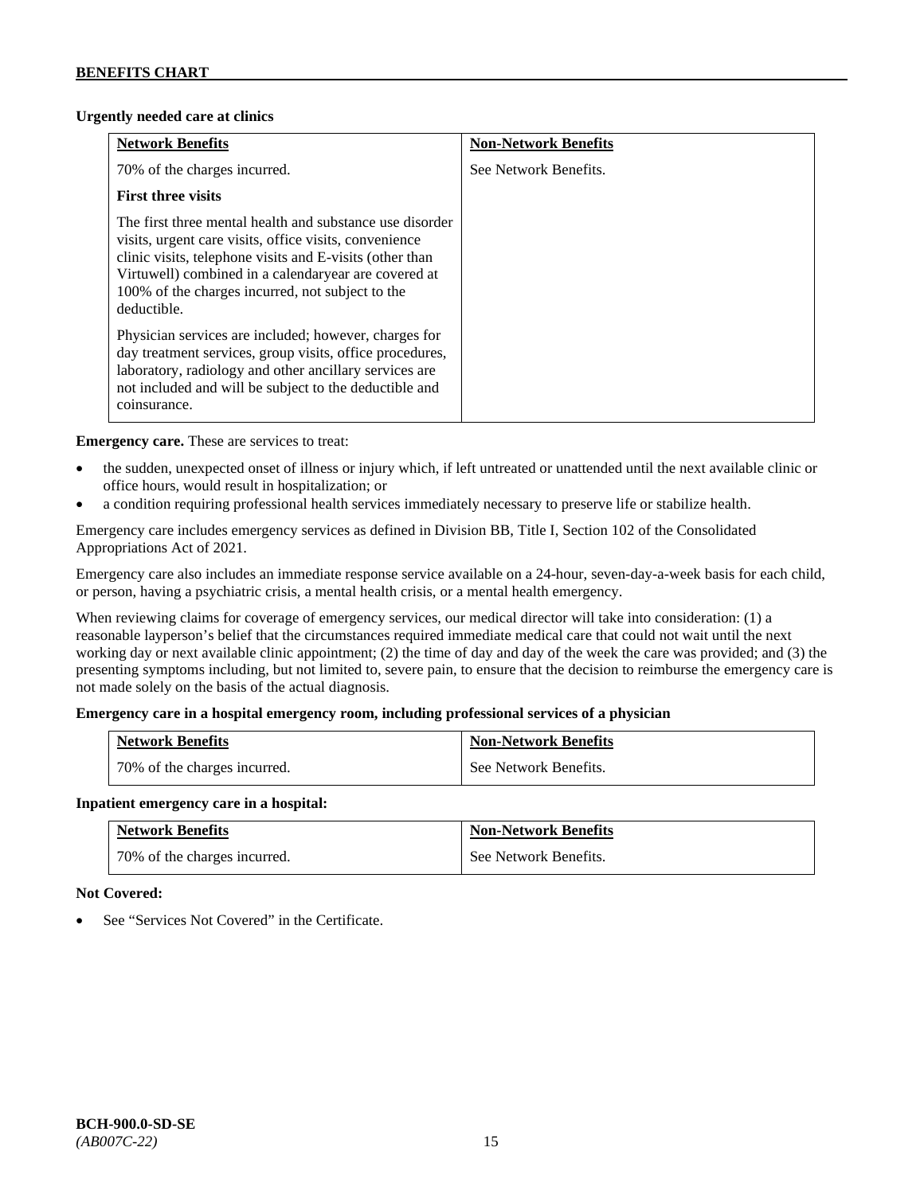**Urgently needed care at clinics**

| Network Benefits | Non-Network Benefits |
|---|---|
| 70% of the charges incurred.<br><br>**First three visits**<br><br>The first three mental health and substance use disorder visits, urgent care visits, office visits, convenience clinic visits, telephone visits and E-visits (other than Virtuwell) combined in a calendaryear are covered at 100% of the charges incurred, not subject to the deductible.<br><br>Physician services are included; however, charges for day treatment services, group visits, office procedures, laboratory, radiology and other ancillary services are not included and will be subject to the deductible and coinsurance. | See Network Benefits. |

**Emergency care.** These are services to treat:

- the sudden, unexpected onset of illness or injury which, if left untreated or unattended until the next available clinic or office hours, would result in hospitalization; or
- a condition requiring professional health services immediately necessary to preserve life or stabilize health.

Emergency care includes emergency services as defined in Division BB, Title I, Section 102 of the Consolidated Appropriations Act of 2021.

Emergency care also includes an immediate response service available on a 24-hour, seven-day-a-week basis for each child, or person, having a psychiatric crisis, a mental health crisis, or a mental health emergency.

When reviewing claims for coverage of emergency services, our medical director will take into consideration: (1) a reasonable layperson's belief that the circumstances required immediate medical care that could not wait until the next working day or next available clinic appointment; (2) the time of day and day of the week the care was provided; and (3) the presenting symptoms including, but not limited to, severe pain, to ensure that the decision to reimburse the emergency care is not made solely on the basis of the actual diagnosis.

**Emergency care in a hospital emergency room, including professional services of a physician**

| Network Benefits | Non-Network Benefits |
|---|---|
| 70% of the charges incurred. | See Network Benefits. |

**Inpatient emergency care in a hospital:**

| Network Benefits | Non-Network Benefits |
|---|---|
| 70% of the charges incurred. | See Network Benefits. |

**Not Covered:**

- See "Services Not Covered" in the Certificate.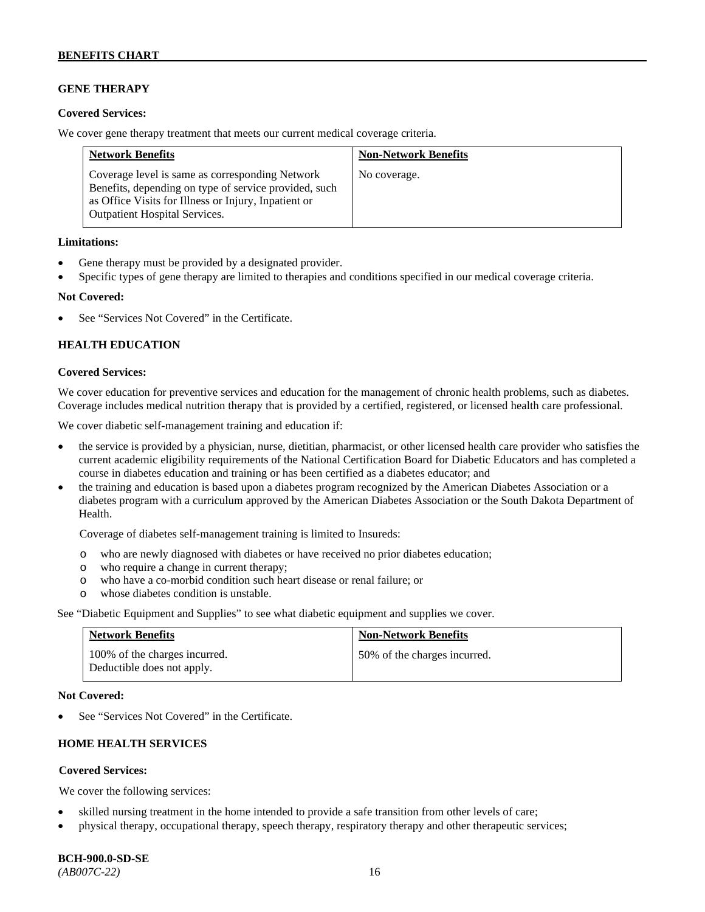## GENE THERAPY

**Covered Services:**

We cover gene therapy treatment that meets our current medical coverage criteria.

| Network Benefits | Non-Network Benefits |
|---|---|
| Coverage level is same as corresponding Network Benefits, depending on type of service provided, such as Office Visits for Illness or Injury, Inpatient or Outpatient Hospital Services. | No coverage. |

**Limitations:**

- Gene therapy must be provided by a designated provider.
- Specific types of gene therapy are limited to therapies and conditions specified in our medical coverage criteria.

**Not Covered:**

- See "Services Not Covered" in the Certificate.

## HEALTH EDUCATION

**Covered Services:**

We cover education for preventive services and education for the management of chronic health problems, such as diabetes. Coverage includes medical nutrition therapy that is provided by a certified, registered, or licensed health care professional.

We cover diabetic self-management training and education if:

- the service is provided by a physician, nurse, dietitian, pharmacist, or other licensed health care provider who satisfies the current academic eligibility requirements of the National Certification Board for Diabetic Educators and has completed a course in diabetes education and training or has been certified as a diabetes educator; and
- the training and education is based upon a diabetes program recognized by the American Diabetes Association or a diabetes program with a curriculum approved by the American Diabetes Association or the South Dakota Department of Health.

  Coverage of diabetes self-management training is limited to Insureds:

  - who are newly diagnosed with diabetes or have received no prior diabetes education;
  - who require a change in current therapy;
  - who have a co-morbid condition such heart disease or renal failure; or
  - whose diabetes condition is unstable.

See "Diabetic Equipment and Supplies" to see what diabetic equipment and supplies we cover.

| Network Benefits | Non-Network Benefits |
|---|---|
| 100% of the charges incurred. Deductible does not apply. | 50% of the charges incurred. |

**Not Covered:**

- See "Services Not Covered" in the Certificate.

## HOME HEALTH SERVICES

**Covered Services:**

We cover the following services:

- skilled nursing treatment in the home intended to provide a safe transition from other levels of care;
- physical therapy, occupational therapy, speech therapy, respiratory therapy and other therapeutic services;

**BCH-900.0-SD-SE**
*(AB007C-22)*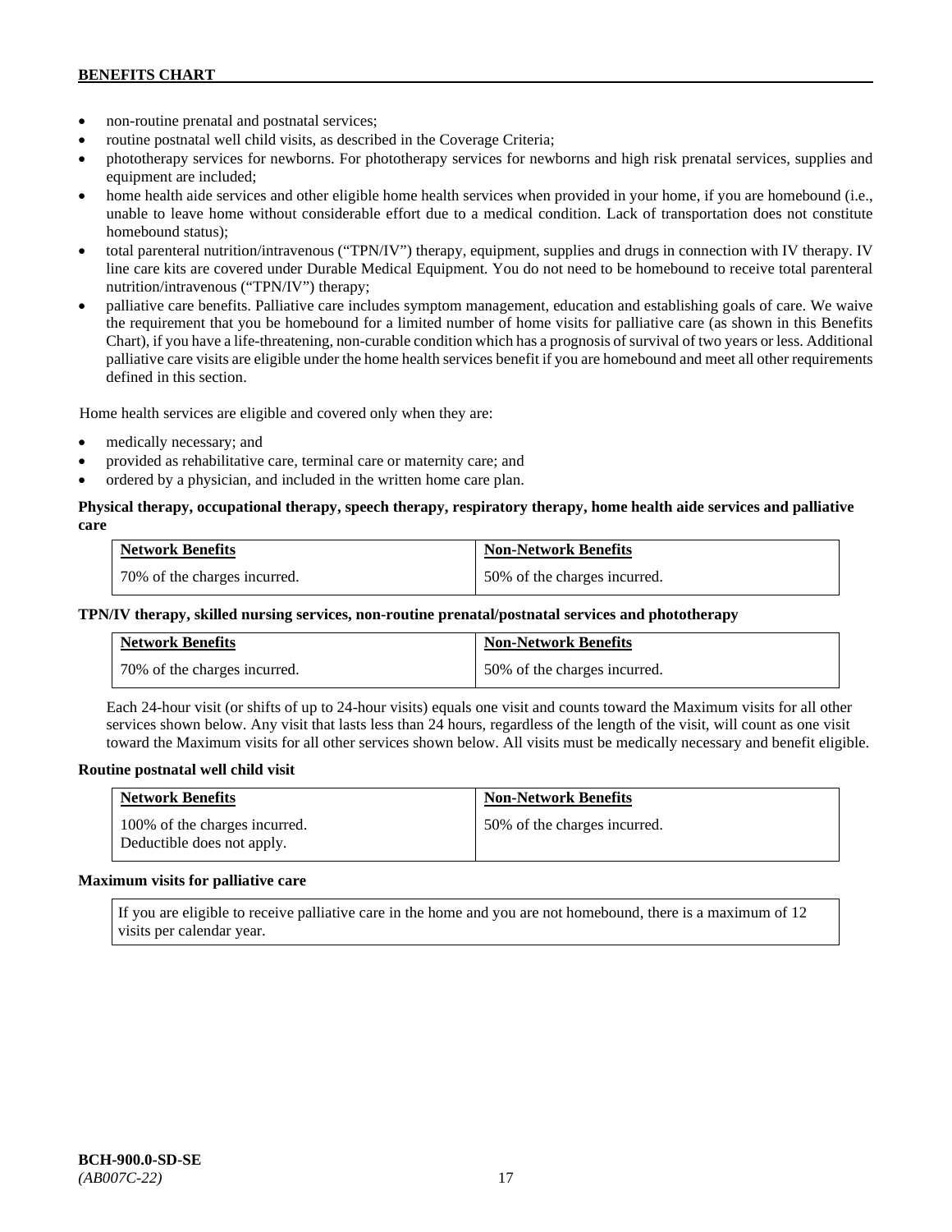- non-routine prenatal and postnatal services;
- routine postnatal well child visits, as described in the Coverage Criteria;
- phototherapy services for newborns. For phototherapy services for newborns and high risk prenatal services, supplies and equipment are included;
- home health aide services and other eligible home health services when provided in your home, if you are homebound (i.e., unable to leave home without considerable effort due to a medical condition. Lack of transportation does not constitute homebound status);
- total parenteral nutrition/intravenous ("TPN/IV") therapy, equipment, supplies and drugs in connection with IV therapy. IV line care kits are covered under Durable Medical Equipment. You do not need to be homebound to receive total parenteral nutrition/intravenous ("TPN/IV") therapy;
- palliative care benefits. Palliative care includes symptom management, education and establishing goals of care. We waive the requirement that you be homebound for a limited number of home visits for palliative care (as shown in this Benefits Chart), if you have a life-threatening, non-curable condition which has a prognosis of survival of two years or less. Additional palliative care visits are eligible under the home health services benefit if you are homebound and meet all other requirements defined in this section.

Home health services are eligible and covered only when they are:

- medically necessary; and
- provided as rehabilitative care, terminal care or maternity care; and
- ordered by a physician, and included in the written home care plan.

**Physical therapy, occupational therapy, speech therapy, respiratory therapy, home health aide services and palliative care**

| Network Benefits | Non-Network Benefits |
|---|---|
| 70% of the charges incurred. | 50% of the charges incurred. |

**TPN/IV therapy, skilled nursing services, non-routine prenatal/postnatal services and phototherapy**

| Network Benefits | Non-Network Benefits |
|---|---|
| 70% of the charges incurred. | 50% of the charges incurred. |

Each 24-hour visit (or shifts of up to 24-hour visits) equals one visit and counts toward the Maximum visits for all other services shown below. Any visit that lasts less than 24 hours, regardless of the length of the visit, will count as one visit toward the Maximum visits for all other services shown below. All visits must be medically necessary and benefit eligible.

**Routine postnatal well child visit**

| Network Benefits | Non-Network Benefits |
|---|---|
| 100% of the charges incurred. Deductible does not apply. | 50% of the charges incurred. |

**Maximum visits for palliative care**

| If you are eligible to receive palliative care in the home and you are not homebound, there is a maximum of 12 visits per calendar year. |
|---|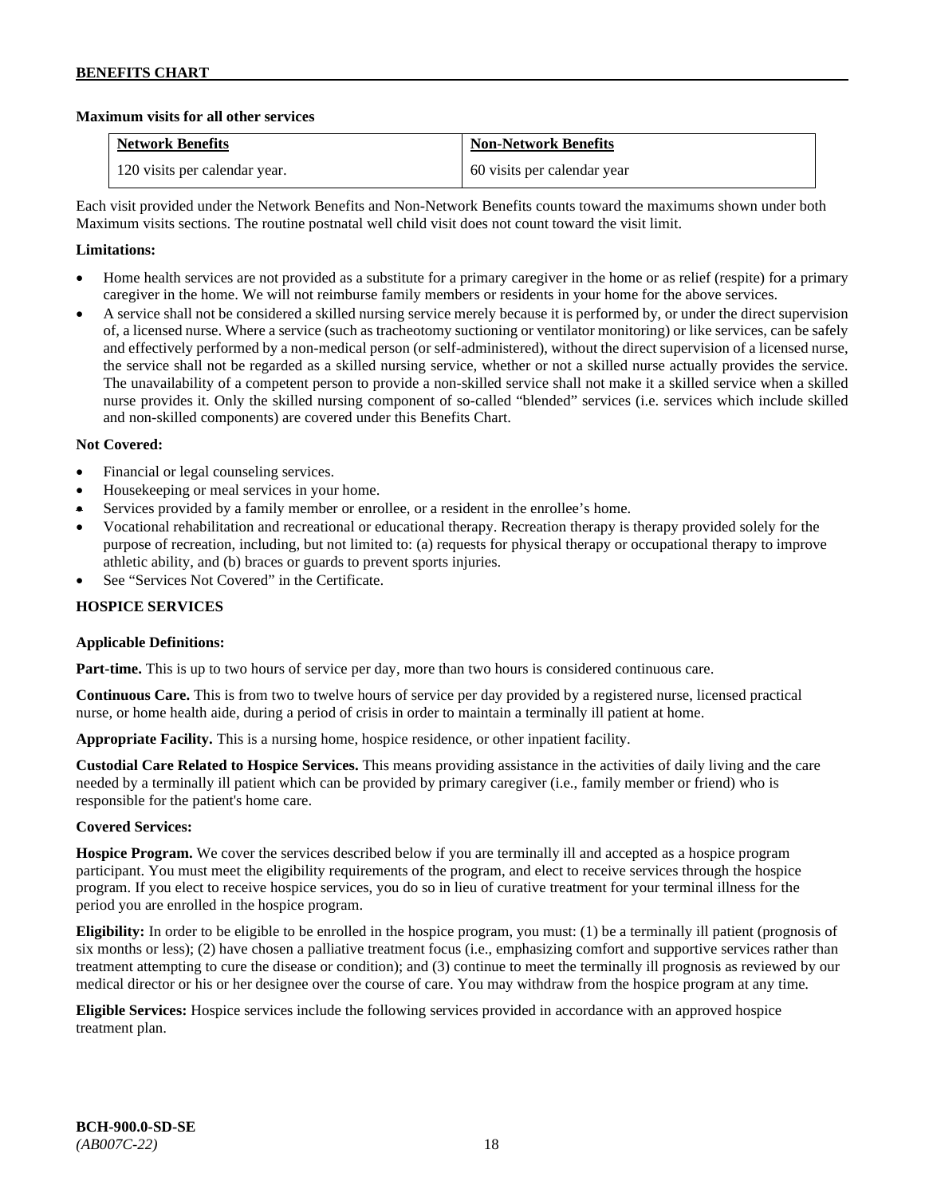**Maximum visits for all other services**

| Network Benefits | Non-Network Benefits |
|---|---|
| 120 visits per calendar year. | 60 visits per calendar year |

Each visit provided under the Network Benefits and Non-Network Benefits counts toward the maximums shown under both Maximum visits sections. The routine postnatal well child visit does not count toward the visit limit.

**Limitations:**

- Home health services are not provided as a substitute for a primary caregiver in the home or as relief (respite) for a primary caregiver in the home. We will not reimburse family members or residents in your home for the above services.
- A service shall not be considered a skilled nursing service merely because it is performed by, or under the direct supervision of, a licensed nurse. Where a service (such as tracheotomy suctioning or ventilator monitoring) or like services, can be safely and effectively performed by a non-medical person (or self-administered), without the direct supervision of a licensed nurse, the service shall not be regarded as a skilled nursing service, whether or not a skilled nurse actually provides the service. The unavailability of a competent person to provide a non-skilled service shall not make it a skilled service when a skilled nurse provides it. Only the skilled nursing component of so-called "blended" services (i.e. services which include skilled and non-skilled components) are covered under this Benefits Chart.

**Not Covered:**

- Financial or legal counseling services.
- Housekeeping or meal services in your home.
- Services provided by a family member or enrollee, or a resident in the enrollee's home.
- Vocational rehabilitation and recreational or educational therapy. Recreation therapy is therapy provided solely for the purpose of recreation, including, but not limited to: (a) requests for physical therapy or occupational therapy to improve athletic ability, and (b) braces or guards to prevent sports injuries.
- See "Services Not Covered" in the Certificate.

**HOSPICE SERVICES**

**Applicable Definitions:**

**Part-time.** This is up to two hours of service per day, more than two hours is considered continuous care.

**Continuous Care.** This is from two to twelve hours of service per day provided by a registered nurse, licensed practical nurse, or home health aide, during a period of crisis in order to maintain a terminally ill patient at home.

**Appropriate Facility.** This is a nursing home, hospice residence, or other inpatient facility.

**Custodial Care Related to Hospice Services.** This means providing assistance in the activities of daily living and the care needed by a terminally ill patient which can be provided by primary caregiver (i.e., family member or friend) who is responsible for the patient's home care.

**Covered Services:**

**Hospice Program.** We cover the services described below if you are terminally ill and accepted as a hospice program participant. You must meet the eligibility requirements of the program, and elect to receive services through the hospice program. If you elect to receive hospice services, you do so in lieu of curative treatment for your terminal illness for the period you are enrolled in the hospice program.

**Eligibility:** In order to be eligible to be enrolled in the hospice program, you must: (1) be a terminally ill patient (prognosis of six months or less); (2) have chosen a palliative treatment focus (i.e., emphasizing comfort and supportive services rather than treatment attempting to cure the disease or condition); and (3) continue to meet the terminally ill prognosis as reviewed by our medical director or his or her designee over the course of care. You may withdraw from the hospice program at any time.

**Eligible Services:** Hospice services include the following services provided in accordance with an approved hospice treatment plan.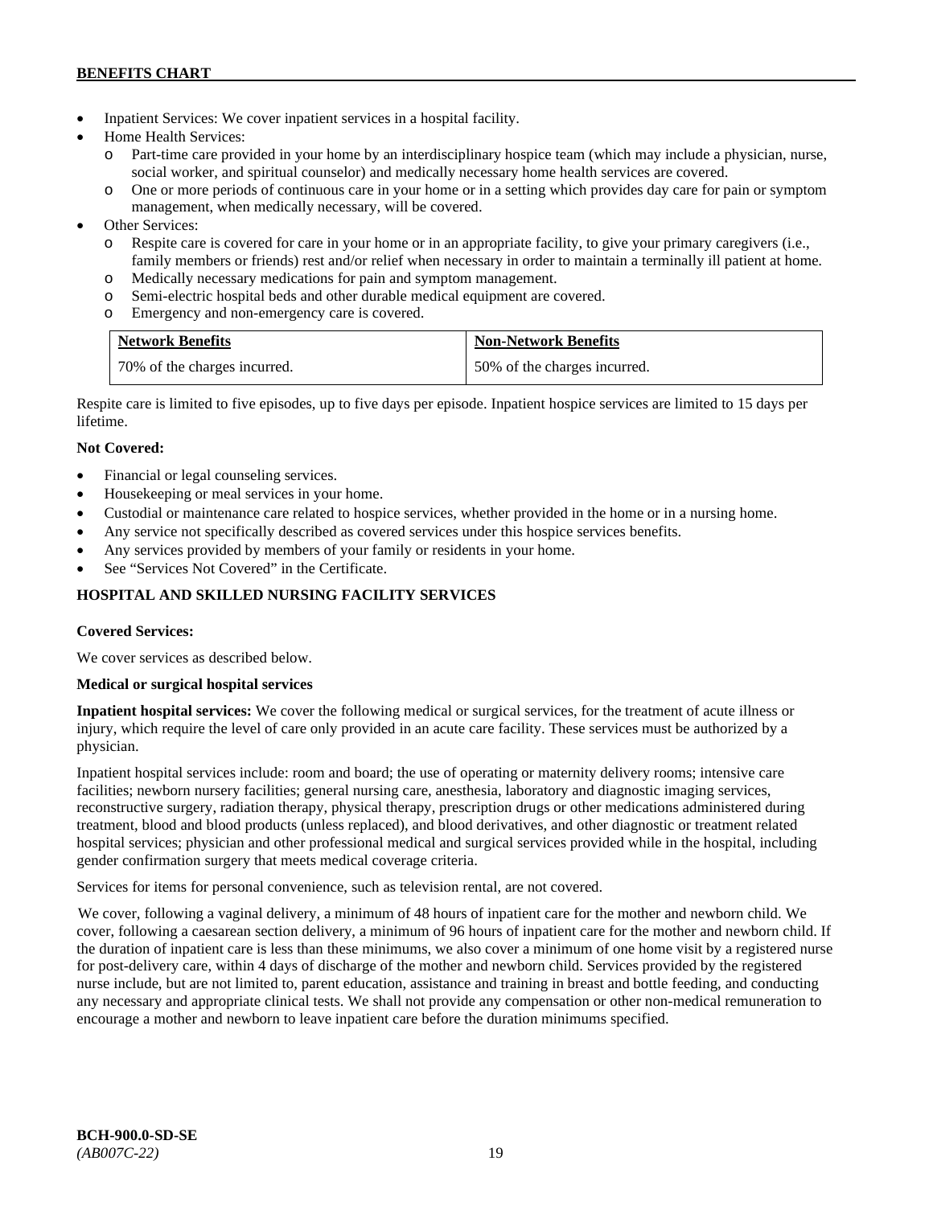- Inpatient Services: We cover inpatient services in a hospital facility.
- Home Health Services:
  - Part-time care provided in your home by an interdisciplinary hospice team (which may include a physician, nurse, social worker, and spiritual counselor) and medically necessary home health services are covered.
  - One or more periods of continuous care in your home or in a setting which provides day care for pain or symptom management, when medically necessary, will be covered.
- Other Services:
  - Respite care is covered for care in your home or in an appropriate facility, to give your primary caregivers (i.e., family members or friends) rest and/or relief when necessary in order to maintain a terminally ill patient at home.
  - Medically necessary medications for pain and symptom management.
  - Semi-electric hospital beds and other durable medical equipment are covered.
  - Emergency and non-emergency care is covered.

| Network Benefits | Non-Network Benefits |
|---|---|
| 70% of the charges incurred. | 50% of the charges incurred. |

Respite care is limited to five episodes, up to five days per episode. Inpatient hospice services are limited to 15 days per lifetime.

**Not Covered:**

- Financial or legal counseling services.
- Housekeeping or meal services in your home.
- Custodial or maintenance care related to hospice services, whether provided in the home or in a nursing home.
- Any service not specifically described as covered services under this hospice services benefits.
- Any services provided by members of your family or residents in your home.
- See "Services Not Covered" in the Certificate.

## HOSPITAL AND SKILLED NURSING FACILITY SERVICES

**Covered Services:**

We cover services as described below.

**Medical or surgical hospital services**

**Inpatient hospital services:** We cover the following medical or surgical services, for the treatment of acute illness or injury, which require the level of care only provided in an acute care facility. These services must be authorized by a physician.

Inpatient hospital services include: room and board; the use of operating or maternity delivery rooms; intensive care facilities; newborn nursery facilities; general nursing care, anesthesia, laboratory and diagnostic imaging services, reconstructive surgery, radiation therapy, physical therapy, prescription drugs or other medications administered during treatment, blood and blood products (unless replaced), and blood derivatives, and other diagnostic or treatment related hospital services; physician and other professional medical and surgical services provided while in the hospital, including gender confirmation surgery that meets medical coverage criteria.

Services for items for personal convenience, such as television rental, are not covered.

We cover, following a vaginal delivery, a minimum of 48 hours of inpatient care for the mother and newborn child. We cover, following a caesarean section delivery, a minimum of 96 hours of inpatient care for the mother and newborn child. If the duration of inpatient care is less than these minimums, we also cover a minimum of one home visit by a registered nurse for post-delivery care, within 4 days of discharge of the mother and newborn child. Services provided by the registered nurse include, but are not limited to, parent education, assistance and training in breast and bottle feeding, and conducting any necessary and appropriate clinical tests. We shall not provide any compensation or other non-medical remuneration to encourage a mother and newborn to leave inpatient care before the duration minimums specified.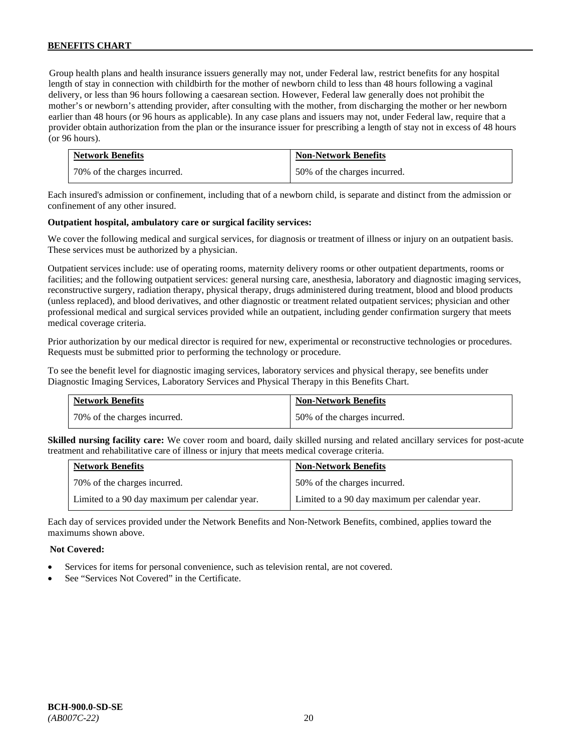Group health plans and health insurance issuers generally may not, under Federal law, restrict benefits for any hospital length of stay in connection with childbirth for the mother of newborn child to less than 48 hours following a vaginal delivery, or less than 96 hours following a caesarean section. However, Federal law generally does not prohibit the mother's or newborn's attending provider, after consulting with the mother, from discharging the mother or her newborn earlier than 48 hours (or 96 hours as applicable). In any case plans and issuers may not, under Federal law, require that a provider obtain authorization from the plan or the insurance issuer for prescribing a length of stay not in excess of 48 hours (or 96 hours).

| Network Benefits | Non-Network Benefits |
|---|---|
| 70% of the charges incurred. | 50% of the charges incurred. |

Each insured's admission or confinement, including that of a newborn child, is separate and distinct from the admission or confinement of any other insured.

**Outpatient hospital, ambulatory care or surgical facility services:**

We cover the following medical and surgical services, for diagnosis or treatment of illness or injury on an outpatient basis. These services must be authorized by a physician.

Outpatient services include: use of operating rooms, maternity delivery rooms or other outpatient departments, rooms or facilities; and the following outpatient services: general nursing care, anesthesia, laboratory and diagnostic imaging services, reconstructive surgery, radiation therapy, physical therapy, drugs administered during treatment, blood and blood products (unless replaced), and blood derivatives, and other diagnostic or treatment related outpatient services; physician and other professional medical and surgical services provided while an outpatient, including gender confirmation surgery that meets medical coverage criteria.

Prior authorization by our medical director is required for new, experimental or reconstructive technologies or procedures. Requests must be submitted prior to performing the technology or procedure.

To see the benefit level for diagnostic imaging services, laboratory services and physical therapy, see benefits under Diagnostic Imaging Services, Laboratory Services and Physical Therapy in this Benefits Chart.

| Network Benefits | Non-Network Benefits |
|---|---|
| 70% of the charges incurred. | 50% of the charges incurred. |

**Skilled nursing facility care:** We cover room and board, daily skilled nursing and related ancillary services for post-acute treatment and rehabilitative care of illness or injury that meets medical coverage criteria.

| Network Benefits | Non-Network Benefits |
|---|---|
| 70% of the charges incurred. | 50% of the charges incurred. |
| Limited to a 90 day maximum per calendar year. | Limited to a 90 day maximum per calendar year. |

Each day of services provided under the Network Benefits and Non-Network Benefits, combined, applies toward the maximums shown above.

**Not Covered:**

- Services for items for personal convenience, such as television rental, are not covered.
- See "Services Not Covered" in the Certificate.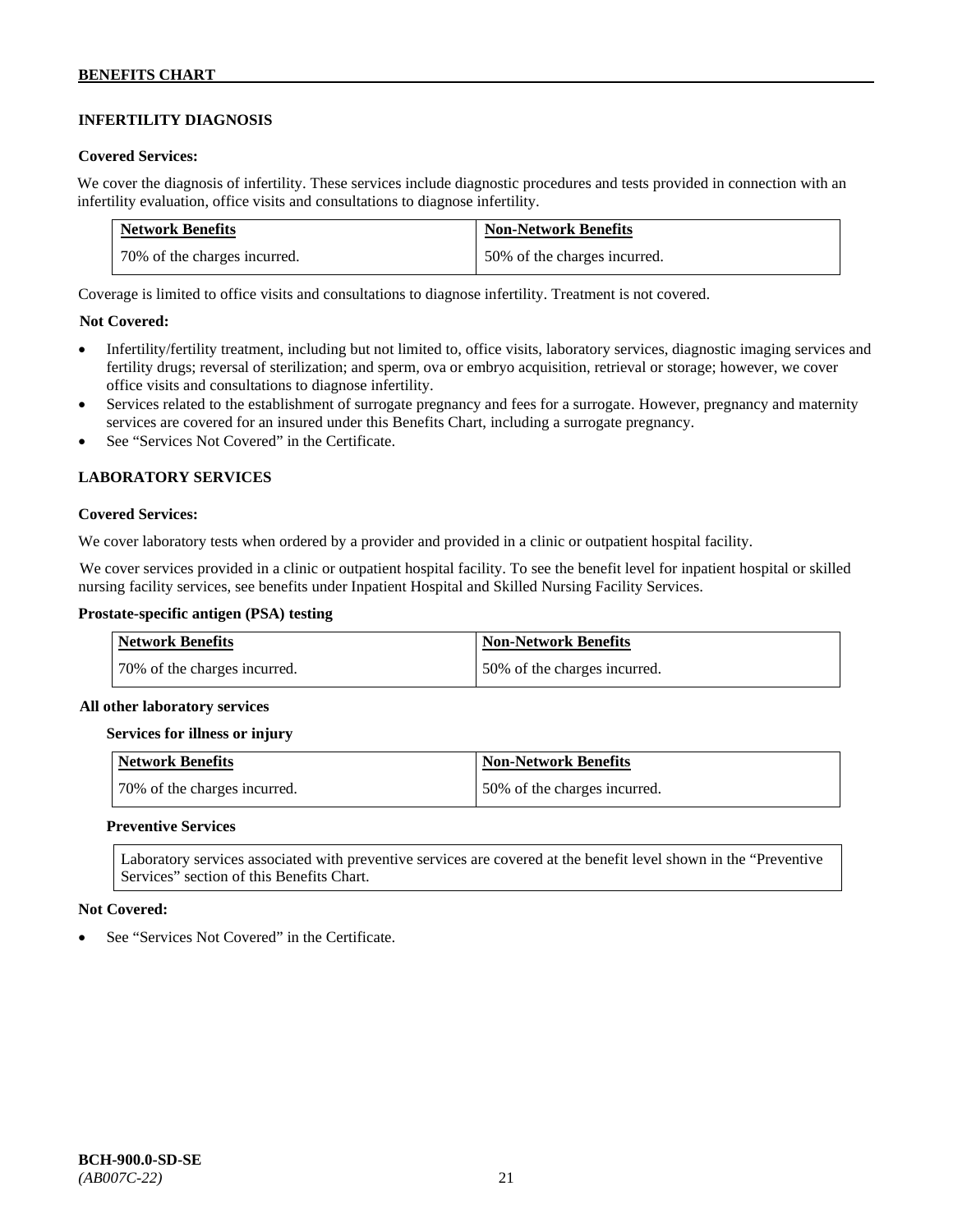## INFERTILITY DIAGNOSIS

**Covered Services:**

We cover the diagnosis of infertility. These services include diagnostic procedures and tests provided in connection with an infertility evaluation, office visits and consultations to diagnose infertility.

| Network Benefits | Non-Network Benefits |
|---|---|
| 70% of the charges incurred. | 50% of the charges incurred. |

Coverage is limited to office visits and consultations to diagnose infertility. Treatment is not covered.

**Not Covered:**

- Infertility/fertility treatment, including but not limited to, office visits, laboratory services, diagnostic imaging services and fertility drugs; reversal of sterilization; and sperm, ova or embryo acquisition, retrieval or storage; however, we cover office visits and consultations to diagnose infertility.
- Services related to the establishment of surrogate pregnancy and fees for a surrogate. However, pregnancy and maternity services are covered for an insured under this Benefits Chart, including a surrogate pregnancy.
- See "Services Not Covered" in the Certificate.

## LABORATORY SERVICES

**Covered Services:**

We cover laboratory tests when ordered by a provider and provided in a clinic or outpatient hospital facility.

We cover services provided in a clinic or outpatient hospital facility. To see the benefit level for inpatient hospital or skilled nursing facility services, see benefits under Inpatient Hospital and Skilled Nursing Facility Services.

**Prostate-specific antigen (PSA) testing**

| Network Benefits | Non-Network Benefits |
|---|---|
| 70% of the charges incurred. | 50% of the charges incurred. |

**All other laboratory services**

**Services for illness or injury**

| Network Benefits | Non-Network Benefits |
|---|---|
| 70% of the charges incurred. | 50% of the charges incurred. |

**Preventive Services**

Laboratory services associated with preventive services are covered at the benefit level shown in the "Preventive Services" section of this Benefits Chart.

**Not Covered:**

- See "Services Not Covered" in the Certificate.

**BCH-900.0-SD-SE**
*(AB007C-22)*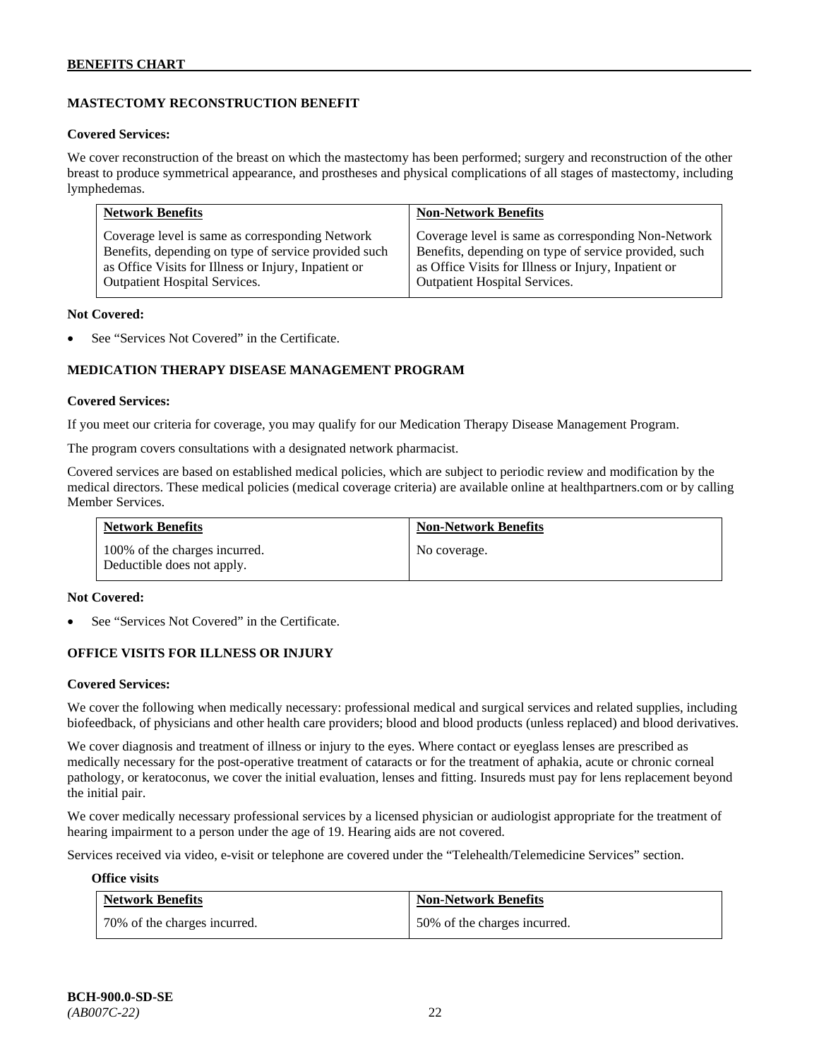## MASTECTOMY RECONSTRUCTION BENEFIT

**Covered Services:**

We cover reconstruction of the breast on which the mastectomy has been performed; surgery and reconstruction of the other breast to produce symmetrical appearance, and prostheses and physical complications of all stages of mastectomy, including lymphedemas.

| Network Benefits | Non-Network Benefits |
|---|---|
| Coverage level is same as corresponding Network Benefits, depending on type of service provided such as Office Visits for Illness or Injury, Inpatient or Outpatient Hospital Services. | Coverage level is same as corresponding Non-Network Benefits, depending on type of service provided, such as Office Visits for Illness or Injury, Inpatient or Outpatient Hospital Services. |

**Not Covered:**

- See "Services Not Covered" in the Certificate.

## MEDICATION THERAPY DISEASE MANAGEMENT PROGRAM

**Covered Services:**

If you meet our criteria for coverage, you may qualify for our Medication Therapy Disease Management Program.

The program covers consultations with a designated network pharmacist.

Covered services are based on established medical policies, which are subject to periodic review and modification by the medical directors. These medical policies (medical coverage criteria) are available online at healthpartners.com or by calling Member Services.

| Network Benefits | Non-Network Benefits |
|---|---|
| 100% of the charges incurred. Deductible does not apply. | No coverage. |

**Not Covered:**

- See "Services Not Covered" in the Certificate.

## OFFICE VISITS FOR ILLNESS OR INJURY

**Covered Services:**

We cover the following when medically necessary: professional medical and surgical services and related supplies, including biofeedback, of physicians and other health care providers; blood and blood products (unless replaced) and blood derivatives.

We cover diagnosis and treatment of illness or injury to the eyes. Where contact or eyeglass lenses are prescribed as medically necessary for the post-operative treatment of cataracts or for the treatment of aphakia, acute or chronic corneal pathology, or keratoconus, we cover the initial evaluation, lenses and fitting. Insureds must pay for lens replacement beyond the initial pair.

We cover medically necessary professional services by a licensed physician or audiologist appropriate for the treatment of hearing impairment to a person under the age of 19. Hearing aids are not covered.

Services received via video, e-visit or telephone are covered under the "Telehealth/Telemedicine Services" section.

**Office visits**

| Network Benefits | Non-Network Benefits |
|---|---|
| 70% of the charges incurred. | 50% of the charges incurred. |

BCH-900.0-SD-SE
*(AB007C-22)*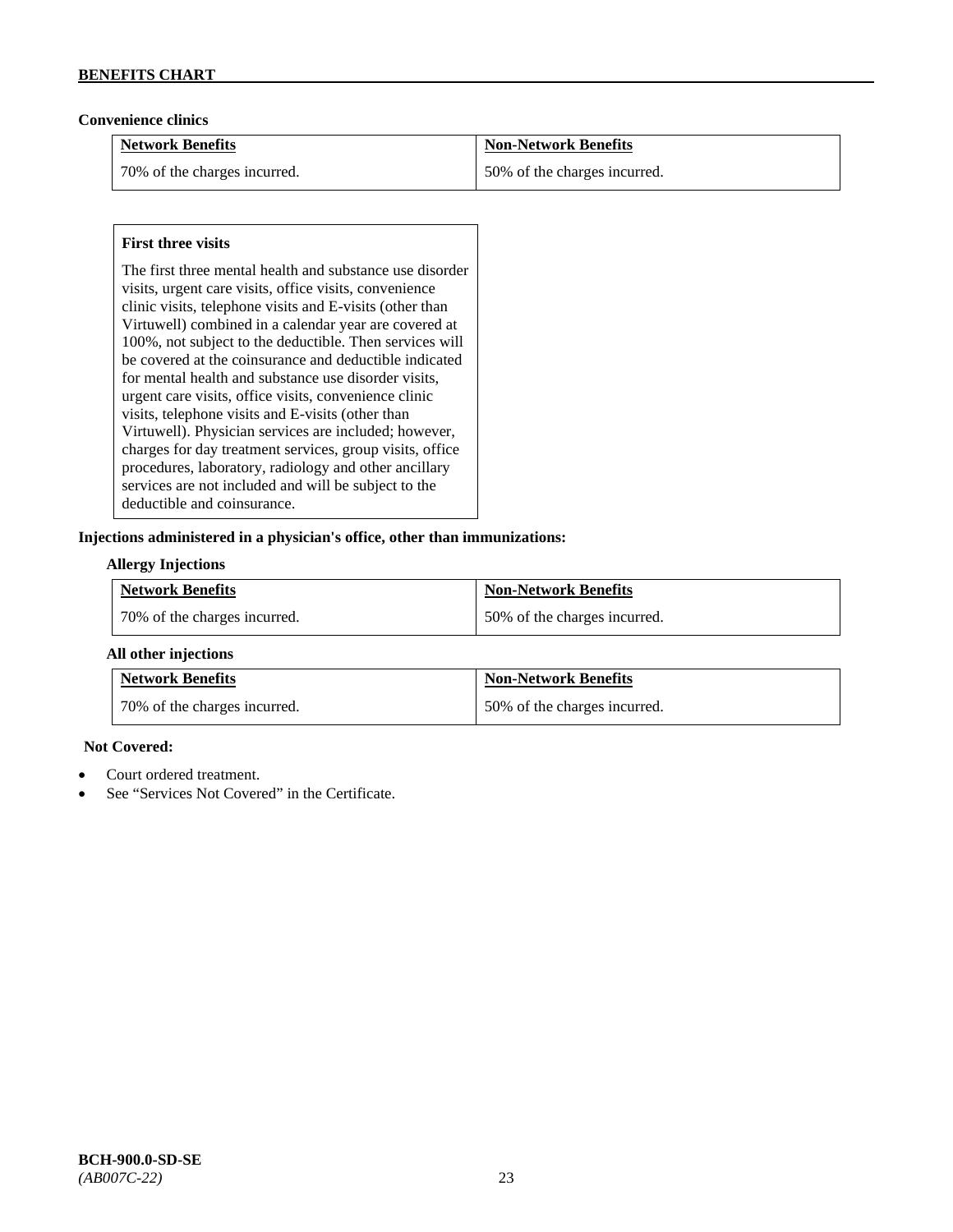**Convenience clinics**

| Network Benefits | Non-Network Benefits |
| --- | --- |
| 70% of the charges incurred. | 50% of the charges incurred. |

**First three visits**

The first three mental health and substance use disorder visits, urgent care visits, office visits, convenience clinic visits, telephone visits and E-visits (other than Virtuwell) combined in a calendar year are covered at 100%, not subject to the deductible. Then services will be covered at the coinsurance and deductible indicated for mental health and substance use disorder visits, urgent care visits, office visits, convenience clinic visits, telephone visits and E-visits (other than Virtuwell). Physician services are included; however, charges for day treatment services, group visits, office procedures, laboratory, radiology and other ancillary services are not included and will be subject to the deductible and coinsurance.

**Injections administered in a physician's office, other than immunizations:**

**Allergy Injections**

| Network Benefits | Non-Network Benefits |
| --- | --- |
| 70% of the charges incurred. | 50% of the charges incurred. |

**All other injections**

| Network Benefits | Non-Network Benefits |
| --- | --- |
| 70% of the charges incurred. | 50% of the charges incurred. |

**Not Covered:**

- Court ordered treatment.
- See “Services Not Covered” in the Certificate.

**BCH-900.0-SD-SE**
*(AB007C-22)*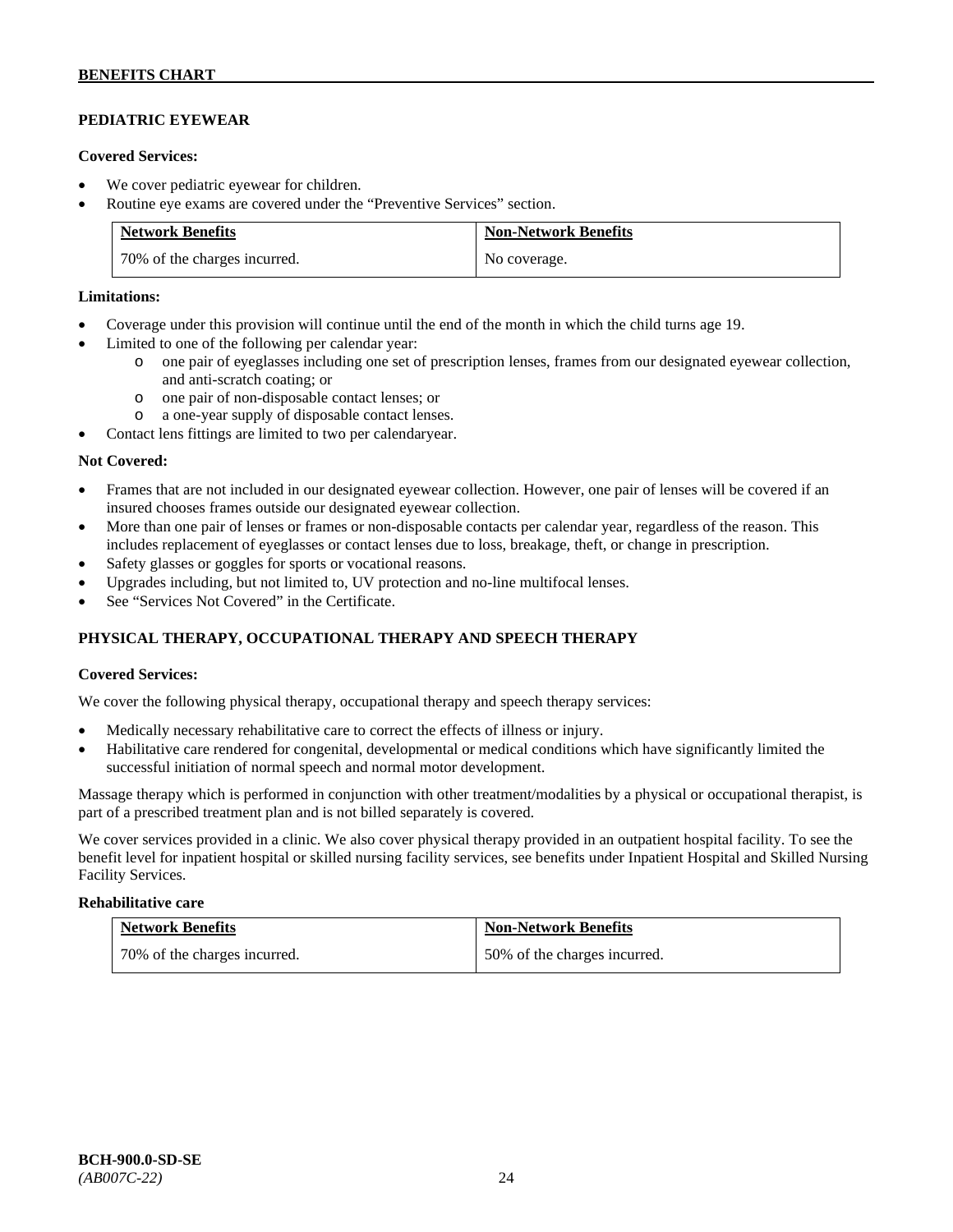## PEDIATRIC EYEWEAR

**Covered Services:**

- We cover pediatric eyewear for children.
- Routine eye exams are covered under the "Preventive Services" section.

| Network Benefits | Non-Network Benefits |
|---|---|
| 70% of the charges incurred. | No coverage. |

**Limitations:**

- Coverage under this provision will continue until the end of the month in which the child turns age 19.
- Limited to one of the following per calendar year:
  - one pair of eyeglasses including one set of prescription lenses, frames from our designated eyewear collection, and anti-scratch coating; or
  - one pair of non-disposable contact lenses; or
  - a one-year supply of disposable contact lenses.
- Contact lens fittings are limited to two per calendaryear.

**Not Covered:**

- Frames that are not included in our designated eyewear collection. However, one pair of lenses will be covered if an insured chooses frames outside our designated eyewear collection.
- More than one pair of lenses or frames or non-disposable contacts per calendar year, regardless of the reason. This includes replacement of eyeglasses or contact lenses due to loss, breakage, theft, or change in prescription.
- Safety glasses or goggles for sports or vocational reasons.
- Upgrades including, but not limited to, UV protection and no-line multifocal lenses.
- See "Services Not Covered" in the Certificate.

## PHYSICAL THERAPY, OCCUPATIONAL THERAPY AND SPEECH THERAPY

**Covered Services:**

We cover the following physical therapy, occupational therapy and speech therapy services:

- Medically necessary rehabilitative care to correct the effects of illness or injury.
- Habilitative care rendered for congenital, developmental or medical conditions which have significantly limited the successful initiation of normal speech and normal motor development.

Massage therapy which is performed in conjunction with other treatment/modalities by a physical or occupational therapist, is part of a prescribed treatment plan and is not billed separately is covered.

We cover services provided in a clinic. We also cover physical therapy provided in an outpatient hospital facility. To see the benefit level for inpatient hospital or skilled nursing facility services, see benefits under Inpatient Hospital and Skilled Nursing Facility Services.

**Rehabilitative care**

| Network Benefits | Non-Network Benefits |
|---|---|
| 70% of the charges incurred. | 50% of the charges incurred. |

**BCH-900.0-SD-SE**
*(AB007C-22)*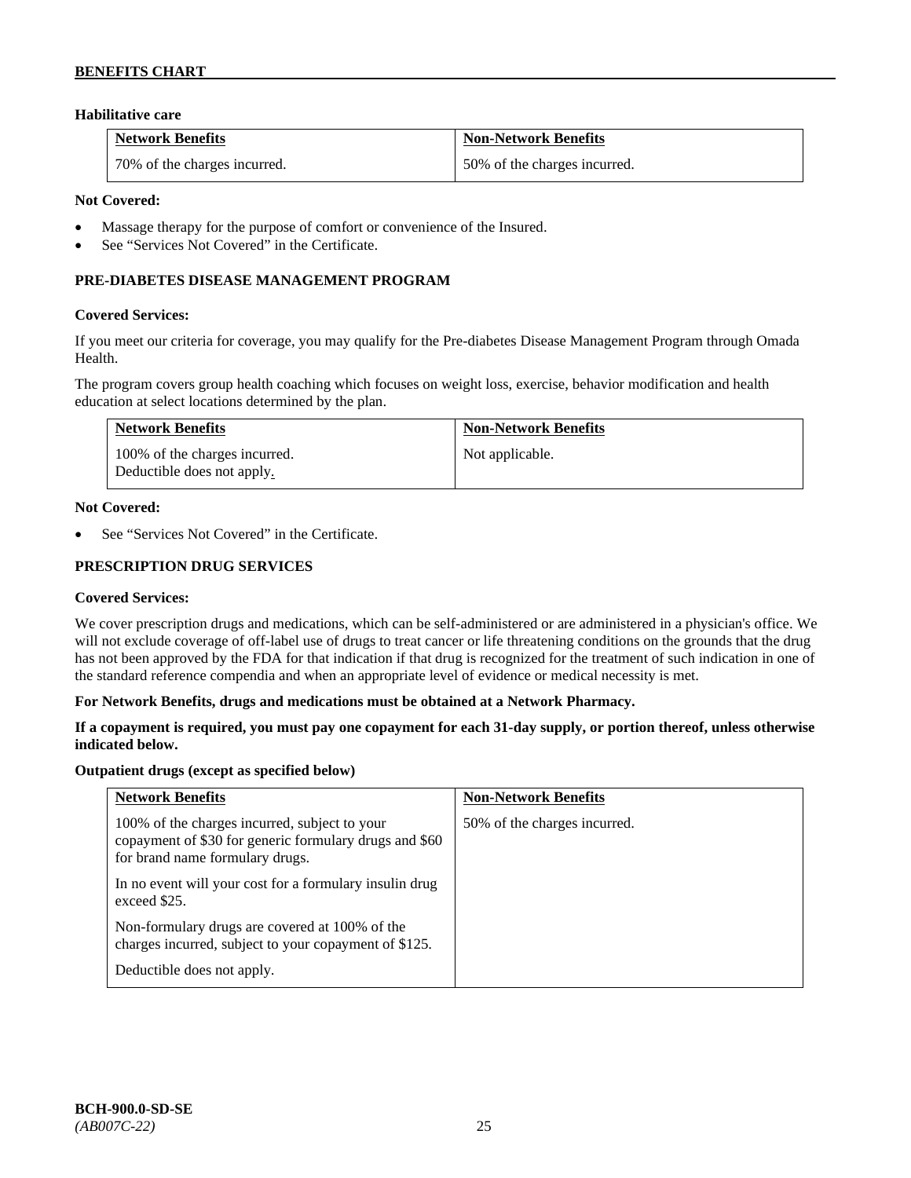### Habilitative care

| Network Benefits | Non-Network Benefits |
|---|---|
| 70% of the charges incurred. | 50% of the charges incurred. |

**Not Covered:**

- Massage therapy for the purpose of comfort or convenience of the Insured.
- See "Services Not Covered" in the Certificate.

## PRE-DIABETES DISEASE MANAGEMENT PROGRAM

**Covered Services:**

If you meet our criteria for coverage, you may qualify for the Pre-diabetes Disease Management Program through Omada Health.

The program covers group health coaching which focuses on weight loss, exercise, behavior modification and health education at select locations determined by the plan.

| Network Benefits | Non-Network Benefits |
|---|---|
| 100% of the charges incurred. Deductible does not apply. | Not applicable. |

**Not Covered:**

- See "Services Not Covered" in the Certificate.

## PRESCRIPTION DRUG SERVICES

**Covered Services:**

We cover prescription drugs and medications, which can be self-administered or are administered in a physician's office. We will not exclude coverage of off-label use of drugs to treat cancer or life threatening conditions on the grounds that the drug has not been approved by the FDA for that indication if that drug is recognized for the treatment of such indication in one of the standard reference compendia and when an appropriate level of evidence or medical necessity is met.

**For Network Benefits, drugs and medications must be obtained at a Network Pharmacy.**

**If a copayment is required, you must pay one copayment for each 31-day supply, or portion thereof, unless otherwise indicated below.**

**Outpatient drugs (except as specified below)**

| Network Benefits | Non-Network Benefits |
|---|---|
| 100% of the charges incurred, subject to your copayment of $30 for generic formulary drugs and $60 for brand name formulary drugs.<br><br>In no event will your cost for a formulary insulin drug exceed $25.<br><br>Non-formulary drugs are covered at 100% of the charges incurred, subject to your copayment of $125.<br><br>Deductible does not apply. | 50% of the charges incurred. |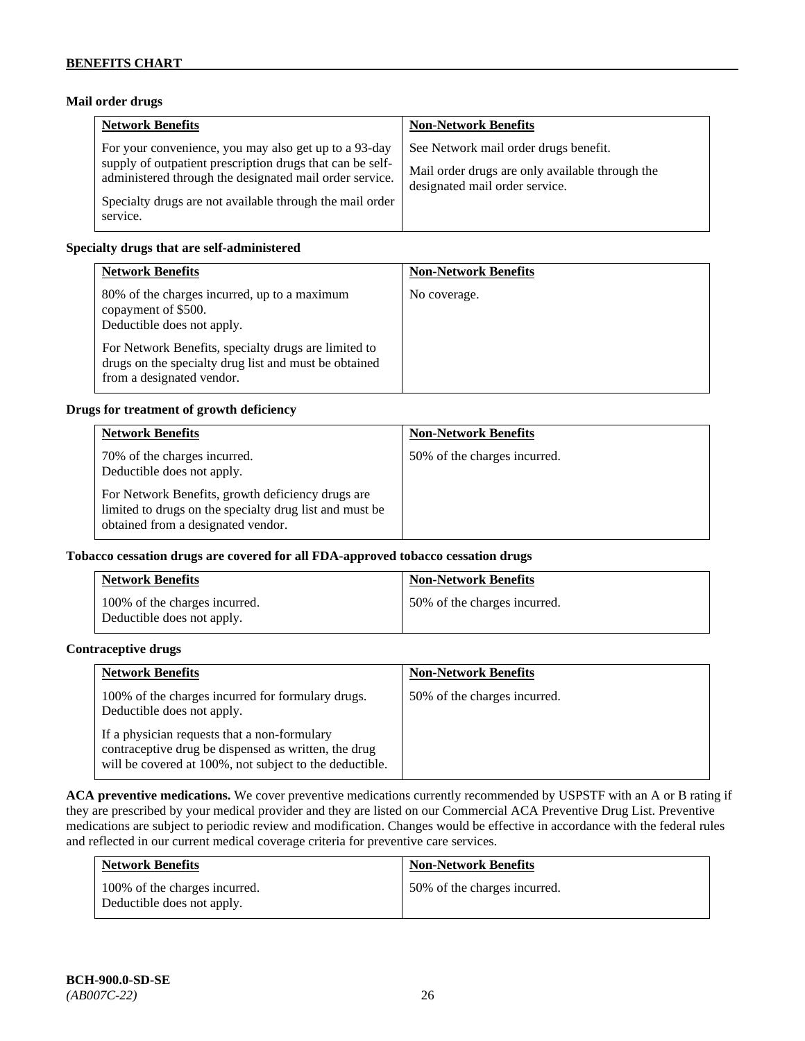**Mail order drugs**

| Network Benefits | Non-Network Benefits |
|---|---|
| For your convenience, you may also get up to a 93-day supply of outpatient prescription drugs that can be self-administered through the designated mail order service.<br><br>Specialty drugs are not available through the mail order service. | See Network mail order drugs benefit.<br><br>Mail order drugs are only available through the designated mail order service. |

**Specialty drugs that are self-administered**

| Network Benefits | Non-Network Benefits |
|---|---|
| 80% of the charges incurred, up to a maximum copayment of $500.<br>Deductible does not apply.<br><br>For Network Benefits, specialty drugs are limited to drugs on the specialty drug list and must be obtained from a designated vendor. | No coverage. |

**Drugs for treatment of growth deficiency**

| Network Benefits | Non-Network Benefits |
|---|---|
| 70% of the charges incurred.<br>Deductible does not apply.<br><br>For Network Benefits, growth deficiency drugs are limited to drugs on the specialty drug list and must be obtained from a designated vendor. | 50% of the charges incurred. |

**Tobacco cessation drugs are covered for all FDA-approved tobacco cessation drugs**

| Network Benefits | Non-Network Benefits |
|---|---|
| 100% of the charges incurred.<br>Deductible does not apply. | 50% of the charges incurred. |

**Contraceptive drugs**

| Network Benefits | Non-Network Benefits |
|---|---|
| 100% of the charges incurred for formulary drugs.<br>Deductible does not apply.<br><br>If a physician requests that a non-formulary contraceptive drug be dispensed as written, the drug will be covered at 100%, not subject to the deductible. | 50% of the charges incurred. |

**ACA preventive medications.** We cover preventive medications currently recommended by USPSTF with an A or B rating if they are prescribed by your medical provider and they are listed on our Commercial ACA Preventive Drug List. Preventive medications are subject to periodic review and modification. Changes would be effective in accordance with the federal rules and reflected in our current medical coverage criteria for preventive care services.

| Network Benefits | Non-Network Benefits |
|---|---|
| 100% of the charges incurred.<br>Deductible does not apply. | 50% of the charges incurred. |

**BCH-900.0-SD-SE**
*(AB007C-22)*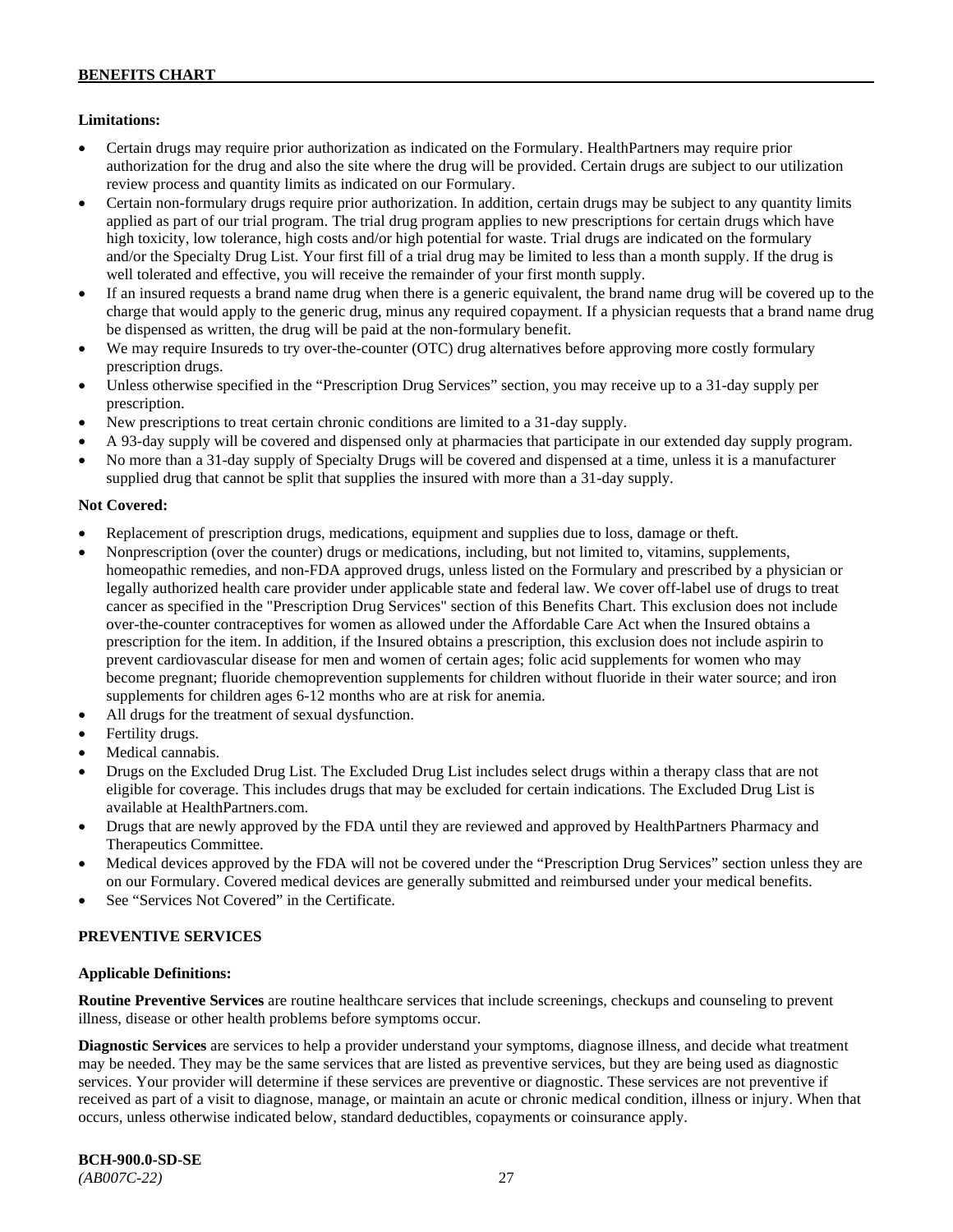**Limitations:**

- Certain drugs may require prior authorization as indicated on the Formulary. HealthPartners may require prior authorization for the drug and also the site where the drug will be provided. Certain drugs are subject to our utilization review process and quantity limits as indicated on our Formulary.
- Certain non-formulary drugs require prior authorization. In addition, certain drugs may be subject to any quantity limits applied as part of our trial program. The trial drug program applies to new prescriptions for certain drugs which have high toxicity, low tolerance, high costs and/or high potential for waste. Trial drugs are indicated on the formulary and/or the Specialty Drug List. Your first fill of a trial drug may be limited to less than a month supply. If the drug is well tolerated and effective, you will receive the remainder of your first month supply.
- If an insured requests a brand name drug when there is a generic equivalent, the brand name drug will be covered up to the charge that would apply to the generic drug, minus any required copayment. If a physician requests that a brand name drug be dispensed as written, the drug will be paid at the non-formulary benefit.
- We may require Insureds to try over-the-counter (OTC) drug alternatives before approving more costly formulary prescription drugs.
- Unless otherwise specified in the "Prescription Drug Services" section, you may receive up to a 31-day supply per prescription.
- New prescriptions to treat certain chronic conditions are limited to a 31-day supply.
- A 93-day supply will be covered and dispensed only at pharmacies that participate in our extended day supply program.
- No more than a 31-day supply of Specialty Drugs will be covered and dispensed at a time, unless it is a manufacturer supplied drug that cannot be split that supplies the insured with more than a 31-day supply.

**Not Covered:**

- Replacement of prescription drugs, medications, equipment and supplies due to loss, damage or theft.
- Nonprescription (over the counter) drugs or medications, including, but not limited to, vitamins, supplements, homeopathic remedies, and non-FDA approved drugs, unless listed on the Formulary and prescribed by a physician or legally authorized health care provider under applicable state and federal law. We cover off-label use of drugs to treat cancer as specified in the "Prescription Drug Services" section of this Benefits Chart. This exclusion does not include over-the-counter contraceptives for women as allowed under the Affordable Care Act when the Insured obtains a prescription for the item. In addition, if the Insured obtains a prescription, this exclusion does not include aspirin to prevent cardiovascular disease for men and women of certain ages; folic acid supplements for women who may become pregnant; fluoride chemoprevention supplements for children without fluoride in their water source; and iron supplements for children ages 6-12 months who are at risk for anemia.
- All drugs for the treatment of sexual dysfunction.
- Fertility drugs.
- Medical cannabis.
- Drugs on the Excluded Drug List. The Excluded Drug List includes select drugs within a therapy class that are not eligible for coverage. This includes drugs that may be excluded for certain indications. The Excluded Drug List is available at HealthPartners.com.
- Drugs that are newly approved by the FDA until they are reviewed and approved by HealthPartners Pharmacy and Therapeutics Committee.
- Medical devices approved by the FDA will not be covered under the "Prescription Drug Services" section unless they are on our Formulary. Covered medical devices are generally submitted and reimbursed under your medical benefits.
- See "Services Not Covered" in the Certificate.

## PREVENTIVE SERVICES

**Applicable Definitions:**

**Routine Preventive Services** are routine healthcare services that include screenings, checkups and counseling to prevent illness, disease or other health problems before symptoms occur.

**Diagnostic Services** are services to help a provider understand your symptoms, diagnose illness, and decide what treatment may be needed. They may be the same services that are listed as preventive services, but they are being used as diagnostic services. Your provider will determine if these services are preventive or diagnostic. These services are not preventive if received as part of a visit to diagnose, manage, or maintain an acute or chronic medical condition, illness or injury. When that occurs, unless otherwise indicated below, standard deductibles, copayments or coinsurance apply.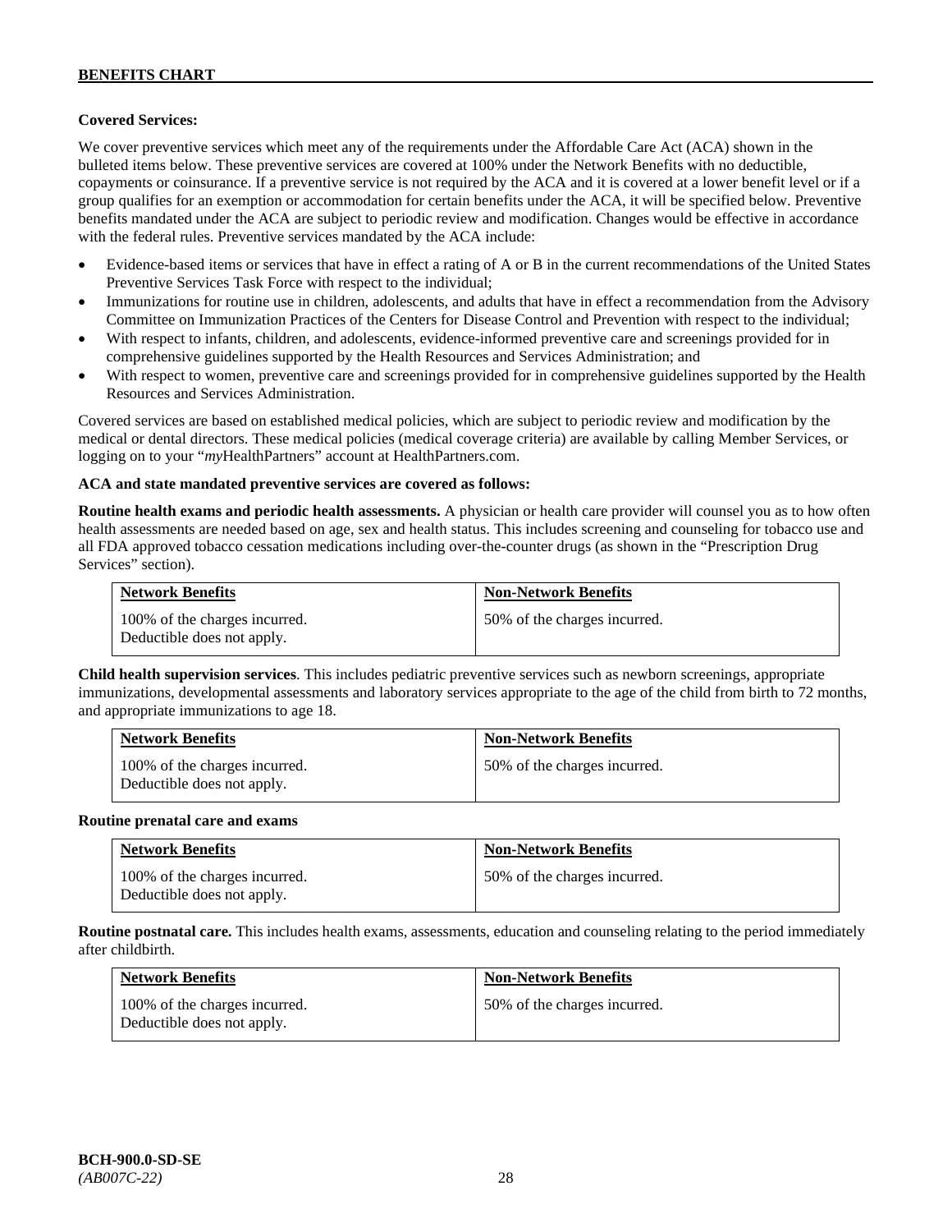**Covered Services:**

We cover preventive services which meet any of the requirements under the Affordable Care Act (ACA) shown in the bulleted items below. These preventive services are covered at 100% under the Network Benefits with no deductible, copayments or coinsurance. If a preventive service is not required by the ACA and it is covered at a lower benefit level or if a group qualifies for an exemption or accommodation for certain benefits under the ACA, it will be specified below. Preventive benefits mandated under the ACA are subject to periodic review and modification. Changes would be effective in accordance with the federal rules. Preventive services mandated by the ACA include:

- Evidence-based items or services that have in effect a rating of A or B in the current recommendations of the United States Preventive Services Task Force with respect to the individual;
- Immunizations for routine use in children, adolescents, and adults that have in effect a recommendation from the Advisory Committee on Immunization Practices of the Centers for Disease Control and Prevention with respect to the individual;
- With respect to infants, children, and adolescents, evidence-informed preventive care and screenings provided for in comprehensive guidelines supported by the Health Resources and Services Administration; and
- With respect to women, preventive care and screenings provided for in comprehensive guidelines supported by the Health Resources and Services Administration.

Covered services are based on established medical policies, which are subject to periodic review and modification by the medical or dental directors. These medical policies (medical coverage criteria) are available by calling Member Services, or logging on to your "*my*HealthPartners" account at HealthPartners.com.

**ACA and state mandated preventive services are covered as follows:**

**Routine health exams and periodic health assessments.** A physician or health care provider will counsel you as to how often health assessments are needed based on age, sex and health status. This includes screening and counseling for tobacco use and all FDA approved tobacco cessation medications including over-the-counter drugs (as shown in the "Prescription Drug Services" section).

| Network Benefits | Non-Network Benefits |
|---|---|
| 100% of the charges incurred. Deductible does not apply. | 50% of the charges incurred. |

**Child health supervision services**. This includes pediatric preventive services such as newborn screenings, appropriate immunizations, developmental assessments and laboratory services appropriate to the age of the child from birth to 72 months, and appropriate immunizations to age 18.

| Network Benefits | Non-Network Benefits |
|---|---|
| 100% of the charges incurred. Deductible does not apply. | 50% of the charges incurred. |

**Routine prenatal care and exams**

| Network Benefits | Non-Network Benefits |
|---|---|
| 100% of the charges incurred. Deductible does not apply. | 50% of the charges incurred. |

**Routine postnatal care.** This includes health exams, assessments, education and counseling relating to the period immediately after childbirth.

| Network Benefits | Non-Network Benefits |
|---|---|
| 100% of the charges incurred. Deductible does not apply. | 50% of the charges incurred. |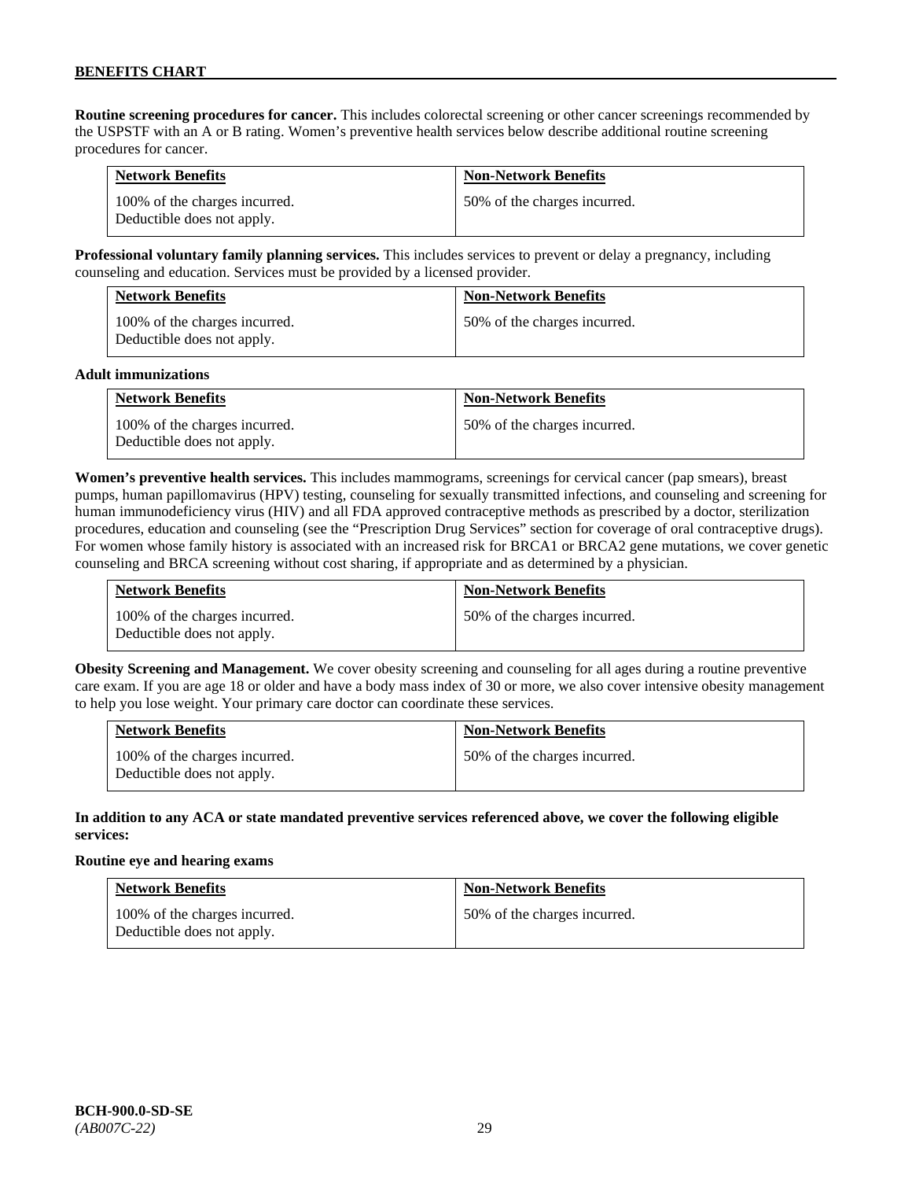**Routine screening procedures for cancer.** This includes colorectal screening or other cancer screenings recommended by the USPSTF with an A or B rating. Women's preventive health services below describe additional routine screening procedures for cancer.

| Network Benefits | Non-Network Benefits |
|---|---|
| 100% of the charges incurred. Deductible does not apply. | 50% of the charges incurred. |

**Professional voluntary family planning services.** This includes services to prevent or delay a pregnancy, including counseling and education. Services must be provided by a licensed provider.

| Network Benefits | Non-Network Benefits |
|---|---|
| 100% of the charges incurred. Deductible does not apply. | 50% of the charges incurred. |

**Adult immunizations**

| Network Benefits | Non-Network Benefits |
|---|---|
| 100% of the charges incurred. Deductible does not apply. | 50% of the charges incurred. |

**Women's preventive health services.** This includes mammograms, screenings for cervical cancer (pap smears), breast pumps, human papillomavirus (HPV) testing, counseling for sexually transmitted infections, and counseling and screening for human immunodeficiency virus (HIV) and all FDA approved contraceptive methods as prescribed by a doctor, sterilization procedures, education and counseling (see the "Prescription Drug Services" section for coverage of oral contraceptive drugs). For women whose family history is associated with an increased risk for BRCA1 or BRCA2 gene mutations, we cover genetic counseling and BRCA screening without cost sharing, if appropriate and as determined by a physician.

| Network Benefits | Non-Network Benefits |
|---|---|
| 100% of the charges incurred. Deductible does not apply. | 50% of the charges incurred. |

**Obesity Screening and Management.** We cover obesity screening and counseling for all ages during a routine preventive care exam. If you are age 18 or older and have a body mass index of 30 or more, we also cover intensive obesity management to help you lose weight. Your primary care doctor can coordinate these services.

| Network Benefits | Non-Network Benefits |
|---|---|
| 100% of the charges incurred. Deductible does not apply. | 50% of the charges incurred. |

**In addition to any ACA or state mandated preventive services referenced above, we cover the following eligible services:**

**Routine eye and hearing exams**

| Network Benefits | Non-Network Benefits |
|---|---|
| 100% of the charges incurred. Deductible does not apply. | 50% of the charges incurred. |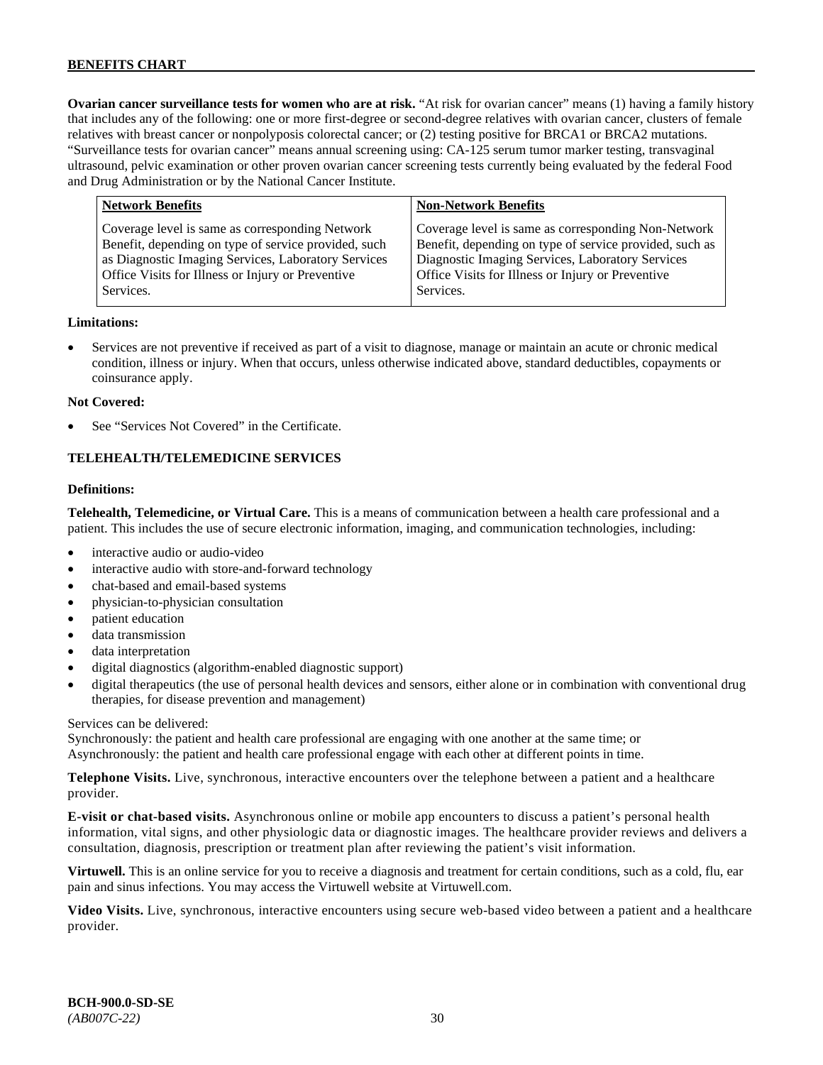**Ovarian cancer surveillance tests for women who are at risk.** "At risk for ovarian cancer" means (1) having a family history that includes any of the following: one or more first-degree or second-degree relatives with ovarian cancer, clusters of female relatives with breast cancer or nonpolyposis colorectal cancer; or (2) testing positive for BRCA1 or BRCA2 mutations. "Surveillance tests for ovarian cancer" means annual screening using: CA-125 serum tumor marker testing, transvaginal ultrasound, pelvic examination or other proven ovarian cancer screening tests currently being evaluated by the federal Food and Drug Administration or by the National Cancer Institute.

| Network Benefits | Non-Network Benefits |
|---|---|
| Coverage level is same as corresponding Network Benefit, depending on type of service provided, such as Diagnostic Imaging Services, Laboratory Services Office Visits for Illness or Injury or Preventive Services. | Coverage level is same as corresponding Non-Network Benefit, depending on type of service provided, such as Diagnostic Imaging Services, Laboratory Services Office Visits for Illness or Injury or Preventive Services. |

**Limitations:**

- Services are not preventive if received as part of a visit to diagnose, manage or maintain an acute or chronic medical condition, illness or injury. When that occurs, unless otherwise indicated above, standard deductibles, copayments or coinsurance apply.

**Not Covered:**

- See "Services Not Covered" in the Certificate.

## TELEHEALTH/TELEMEDICINE SERVICES

**Definitions:**

**Telehealth, Telemedicine, or Virtual Care.** This is a means of communication between a health care professional and a patient. This includes the use of secure electronic information, imaging, and communication technologies, including:

- interactive audio or audio-video
- interactive audio with store-and-forward technology
- chat-based and email-based systems
- physician-to-physician consultation
- patient education
- data transmission
- data interpretation
- digital diagnostics (algorithm-enabled diagnostic support)
- digital therapeutics (the use of personal health devices and sensors, either alone or in combination with conventional drug therapies, for disease prevention and management)

Services can be delivered:
Synchronously: the patient and health care professional are engaging with one another at the same time; or
Asynchronously: the patient and health care professional engage with each other at different points in time.

**Telephone Visits.** Live, synchronous, interactive encounters over the telephone between a patient and a healthcare provider.

**E-visit or chat-based visits.** Asynchronous online or mobile app encounters to discuss a patient's personal health information, vital signs, and other physiologic data or diagnostic images. The healthcare provider reviews and delivers a consultation, diagnosis, prescription or treatment plan after reviewing the patient's visit information.

**Virtuwell.** This is an online service for you to receive a diagnosis and treatment for certain conditions, such as a cold, flu, ear pain and sinus infections. You may access the Virtuwell website at Virtuwell.com.

**Video Visits.** Live, synchronous, interactive encounters using secure web-based video between a patient and a healthcare provider.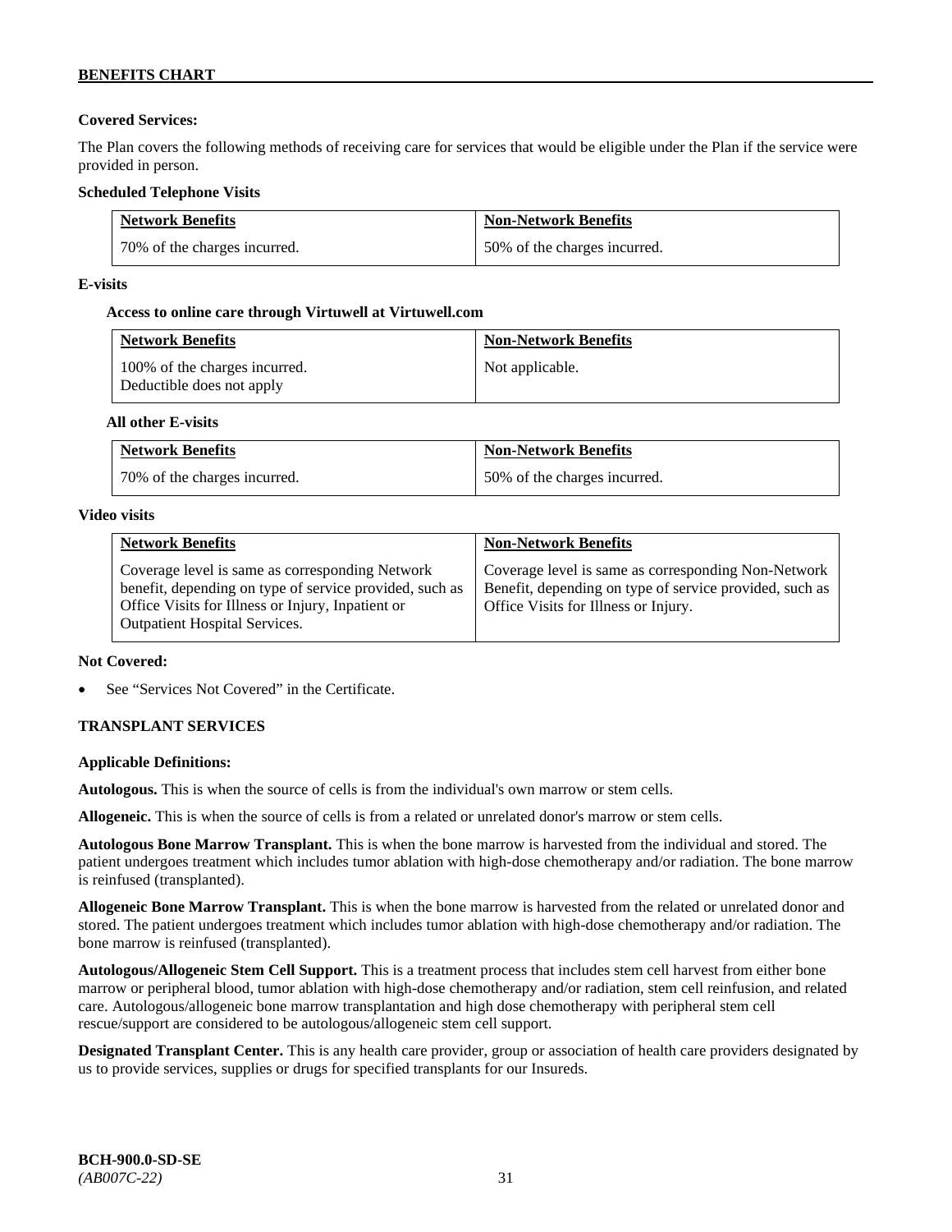**Covered Services:**

The Plan covers the following methods of receiving care for services that would be eligible under the Plan if the service were provided in person.

**Scheduled Telephone Visits**

| Network Benefits | Non-Network Benefits |
|---|---|
| 70% of the charges incurred. | 50% of the charges incurred. |

**E-visits**

**Access to online care through Virtuwell at Virtuwell.com**

| Network Benefits | Non-Network Benefits |
|---|---|
| 100% of the charges incurred. Deductible does not apply | Not applicable. |

**All other E-visits**

| Network Benefits | Non-Network Benefits |
|---|---|
| 70% of the charges incurred. | 50% of the charges incurred. |

**Video visits**

| Network Benefits | Non-Network Benefits |
|---|---|
| Coverage level is same as corresponding Network benefit, depending on type of service provided, such as Office Visits for Illness or Injury, Inpatient or Outpatient Hospital Services. | Coverage level is same as corresponding Non-Network Benefit, depending on type of service provided, such as Office Visits for Illness or Injury. |

**Not Covered:**

- See "Services Not Covered" in the Certificate.

**TRANSPLANT SERVICES**

**Applicable Definitions:**

**Autologous.** This is when the source of cells is from the individual's own marrow or stem cells.

**Allogeneic.** This is when the source of cells is from a related or unrelated donor's marrow or stem cells.

**Autologous Bone Marrow Transplant.** This is when the bone marrow is harvested from the individual and stored. The patient undergoes treatment which includes tumor ablation with high-dose chemotherapy and/or radiation. The bone marrow is reinfused (transplanted).

**Allogeneic Bone Marrow Transplant.** This is when the bone marrow is harvested from the related or unrelated donor and stored. The patient undergoes treatment which includes tumor ablation with high-dose chemotherapy and/or radiation. The bone marrow is reinfused (transplanted).

**Autologous/Allogeneic Stem Cell Support.** This is a treatment process that includes stem cell harvest from either bone marrow or peripheral blood, tumor ablation with high-dose chemotherapy and/or radiation, stem cell reinfusion, and related care. Autologous/allogeneic bone marrow transplantation and high dose chemotherapy with peripheral stem cell rescue/support are considered to be autologous/allogeneic stem cell support.

**Designated Transplant Center.** This is any health care provider, group or association of health care providers designated by us to provide services, supplies or drugs for specified transplants for our Insureds.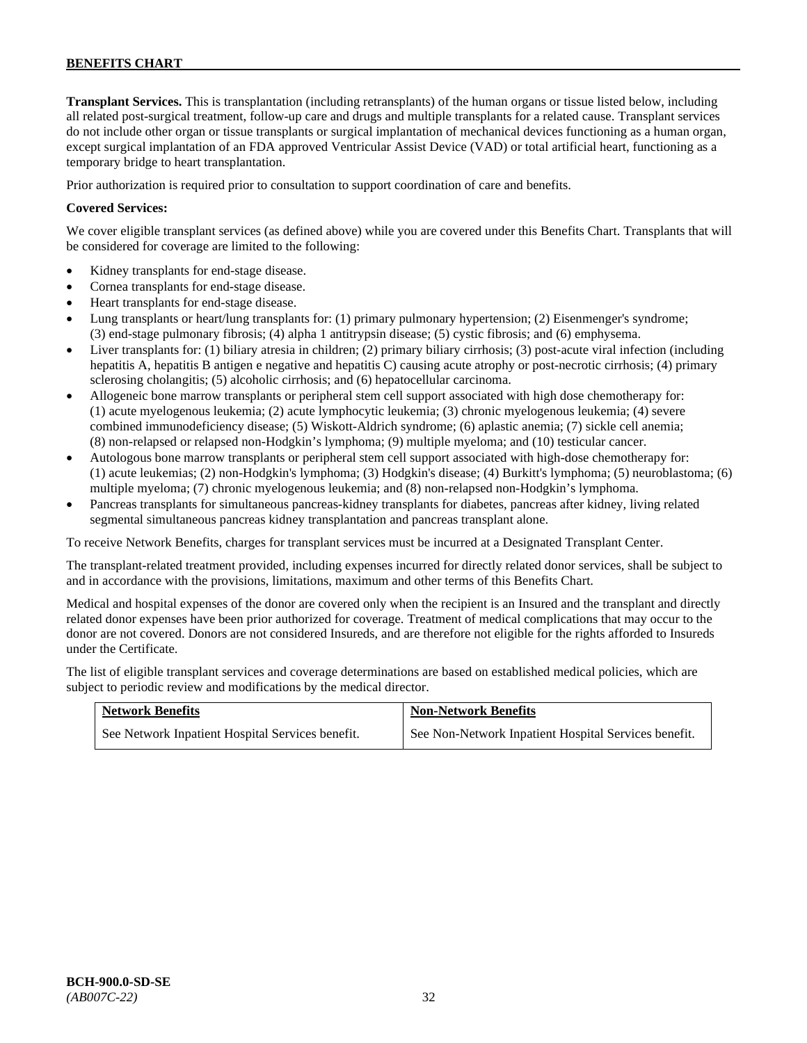**Transplant Services.** This is transplantation (including retransplants) of the human organs or tissue listed below, including all related post-surgical treatment, follow-up care and drugs and multiple transplants for a related cause. Transplant services do not include other organ or tissue transplants or surgical implantation of mechanical devices functioning as a human organ, except surgical implantation of an FDA approved Ventricular Assist Device (VAD) or total artificial heart, functioning as a temporary bridge to heart transplantation.

Prior authorization is required prior to consultation to support coordination of care and benefits.

**Covered Services:**

We cover eligible transplant services (as defined above) while you are covered under this Benefits Chart. Transplants that will be considered for coverage are limited to the following:

- Kidney transplants for end-stage disease.
- Cornea transplants for end-stage disease.
- Heart transplants for end-stage disease.
- Lung transplants or heart/lung transplants for: (1) primary pulmonary hypertension; (2) Eisenmenger's syndrome; (3) end-stage pulmonary fibrosis; (4) alpha 1 antitrypsin disease; (5) cystic fibrosis; and (6) emphysema.
- Liver transplants for: (1) biliary atresia in children; (2) primary biliary cirrhosis; (3) post-acute viral infection (including hepatitis A, hepatitis B antigen e negative and hepatitis C) causing acute atrophy or post-necrotic cirrhosis; (4) primary sclerosing cholangitis; (5) alcoholic cirrhosis; and (6) hepatocellular carcinoma.
- Allogeneic bone marrow transplants or peripheral stem cell support associated with high dose chemotherapy for: (1) acute myelogenous leukemia; (2) acute lymphocytic leukemia; (3) chronic myelogenous leukemia; (4) severe combined immunodeficiency disease; (5) Wiskott-Aldrich syndrome; (6) aplastic anemia; (7) sickle cell anemia; (8) non-relapsed or relapsed non-Hodgkin's lymphoma; (9) multiple myeloma; and (10) testicular cancer.
- Autologous bone marrow transplants or peripheral stem cell support associated with high-dose chemotherapy for: (1) acute leukemias; (2) non-Hodgkin's lymphoma; (3) Hodgkin's disease; (4) Burkitt's lymphoma; (5) neuroblastoma; (6) multiple myeloma; (7) chronic myelogenous leukemia; and (8) non-relapsed non-Hodgkin's lymphoma.
- Pancreas transplants for simultaneous pancreas-kidney transplants for diabetes, pancreas after kidney, living related segmental simultaneous pancreas kidney transplantation and pancreas transplant alone.

To receive Network Benefits, charges for transplant services must be incurred at a Designated Transplant Center.

The transplant-related treatment provided, including expenses incurred for directly related donor services, shall be subject to and in accordance with the provisions, limitations, maximum and other terms of this Benefits Chart.

Medical and hospital expenses of the donor are covered only when the recipient is an Insured and the transplant and directly related donor expenses have been prior authorized for coverage. Treatment of medical complications that may occur to the donor are not covered. Donors are not considered Insureds, and are therefore not eligible for the rights afforded to Insureds under the Certificate.

The list of eligible transplant services and coverage determinations are based on established medical policies, which are subject to periodic review and modifications by the medical director.

| Network Benefits | Non-Network Benefits |
| --- | --- |
| See Network Inpatient Hospital Services benefit. | See Non-Network Inpatient Hospital Services benefit. |

**BCH-900.0-SD-SE**
*(AB007C-22)*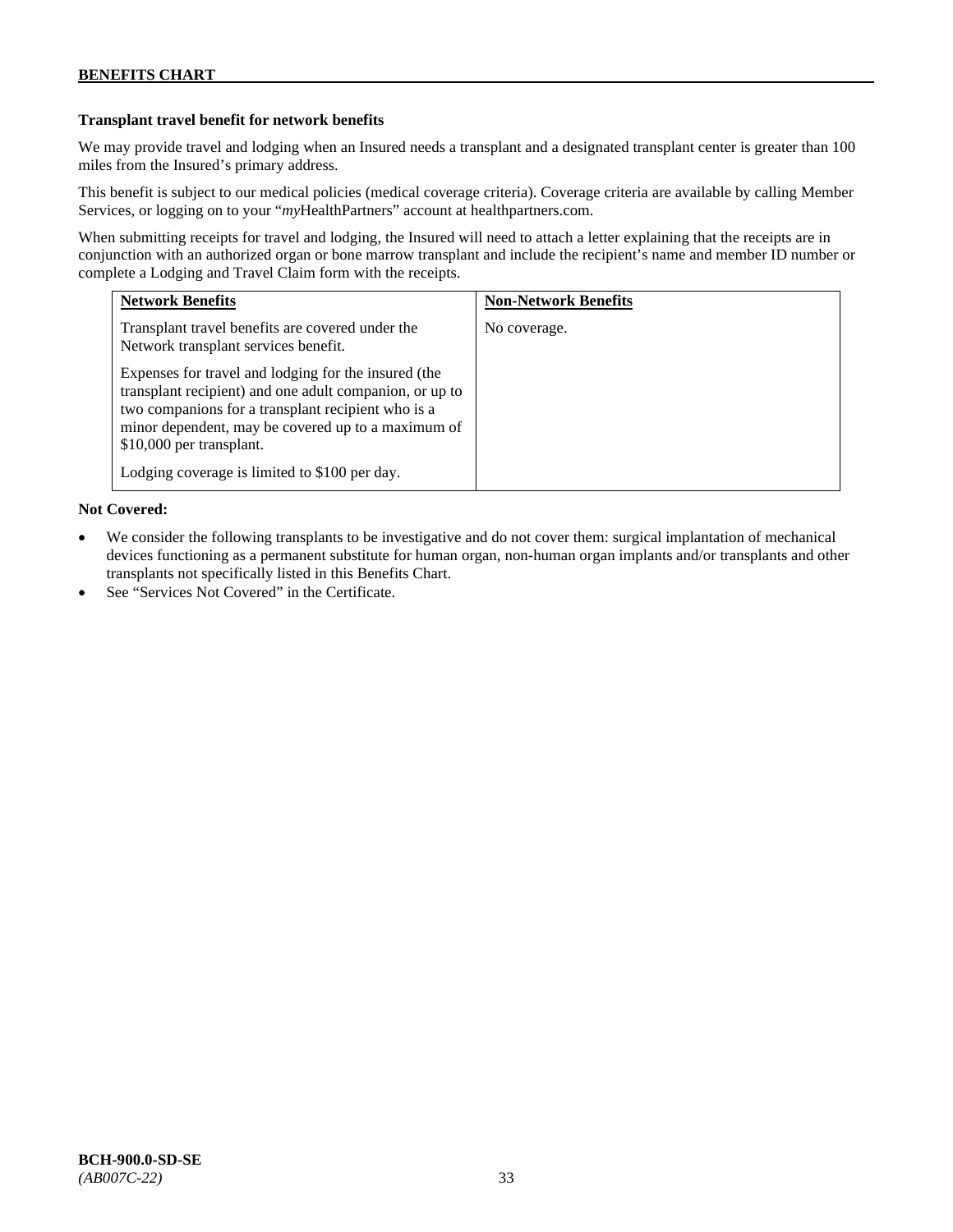**Transplant travel benefit for network benefits**

We may provide travel and lodging when an Insured needs a transplant and a designated transplant center is greater than 100 miles from the Insured's primary address.

This benefit is subject to our medical policies (medical coverage criteria). Coverage criteria are available by calling Member Services, or logging on to your "*my*HealthPartners" account at healthpartners.com.

When submitting receipts for travel and lodging, the Insured will need to attach a letter explaining that the receipts are in conjunction with an authorized organ or bone marrow transplant and include the recipient's name and member ID number or complete a Lodging and Travel Claim form with the receipts.

| Network Benefits | Non-Network Benefits |
| --- | --- |
| Transplant travel benefits are covered under the Network transplant services benefit.<br><br>Expenses for travel and lodging for the insured (the transplant recipient) and one adult companion, or up to two companions for a transplant recipient who is a minor dependent, may be covered up to a maximum of $10,000 per transplant.<br><br>Lodging coverage is limited to $100 per day. | No coverage. |

**Not Covered:**

- We consider the following transplants to be investigative and do not cover them: surgical implantation of mechanical devices functioning as a permanent substitute for human organ, non-human organ implants and/or transplants and other transplants not specifically listed in this Benefits Chart.
- See "Services Not Covered" in the Certificate.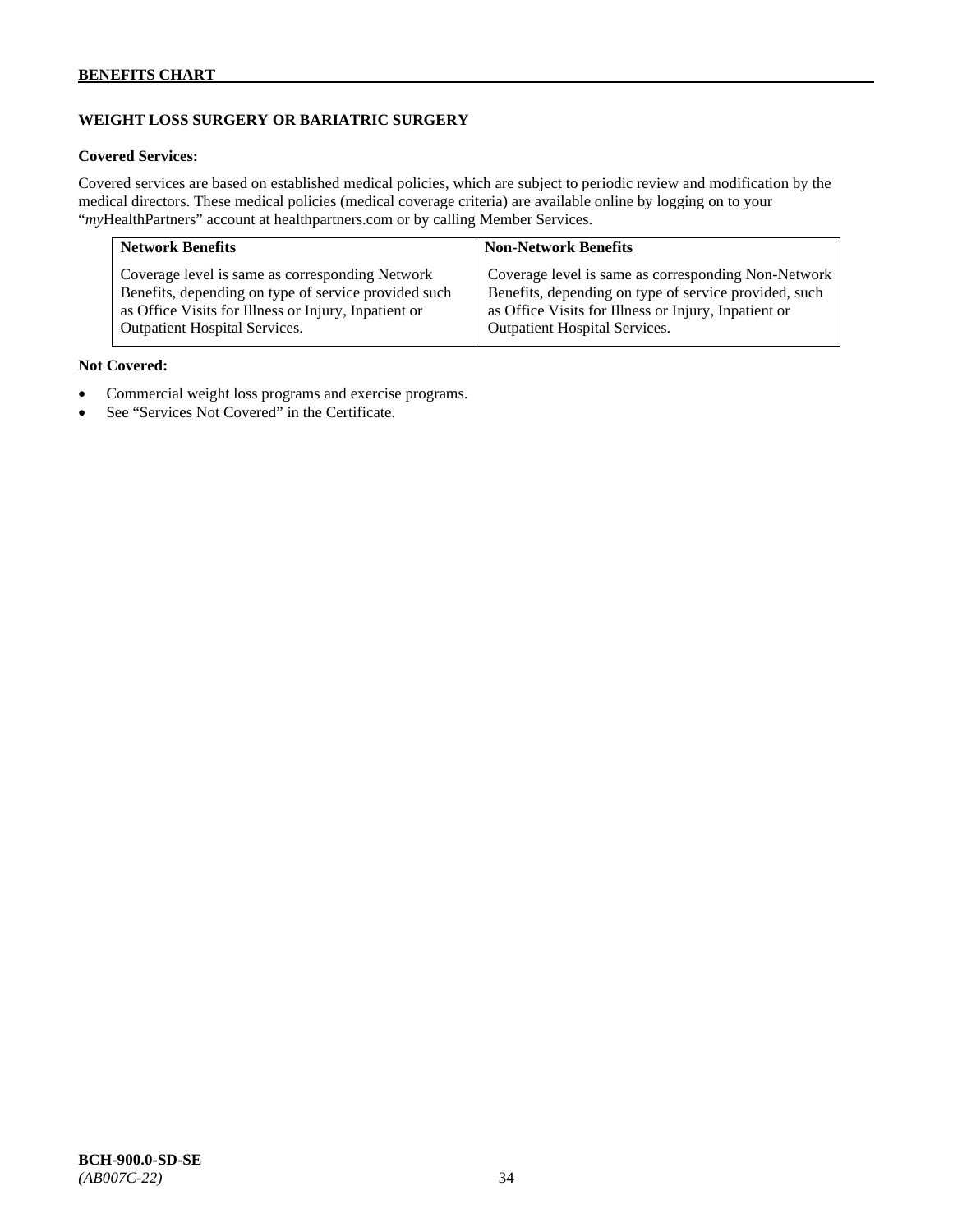## WEIGHT LOSS SURGERY OR BARIATRIC SURGERY

### Covered Services:

Covered services are based on established medical policies, which are subject to periodic review and modification by the medical directors. These medical policies (medical coverage criteria) are available online by logging on to your "*my*HealthPartners" account at healthpartners.com or by calling Member Services.

| Network Benefits | Non-Network Benefits |
|---|---|
| Coverage level is same as corresponding Network Benefits, depending on type of service provided such as Office Visits for Illness or Injury, Inpatient or Outpatient Hospital Services. | Coverage level is same as corresponding Non-Network Benefits, depending on type of service provided, such as Office Visits for Illness or Injury, Inpatient or Outpatient Hospital Services. |

### Not Covered:

- Commercial weight loss programs and exercise programs.
- See "Services Not Covered" in the Certificate.

**BCH-900.0-SD-SE**
*(AB007C-22)*